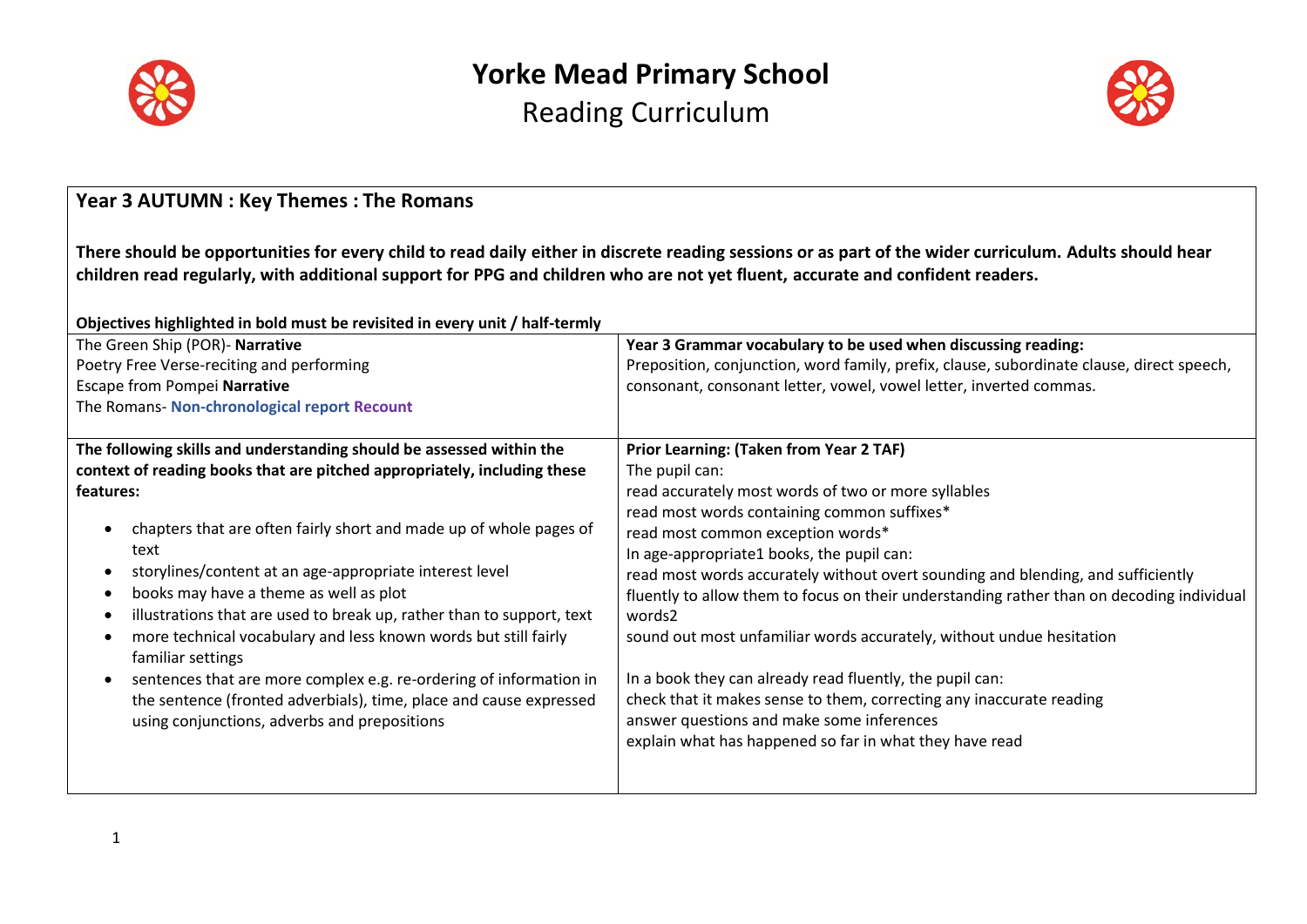# Yorke Mead Primary School

## Reading Curriculum

**Year 3 AUTUMN : Key Themes : The Romans**

**There should be opportunities for every child to read daily either in discrete reading sessions or as part of the wider curriculum. Adults should hear children read regularly, with additional support for PPG and children who are not yet fluent, accurate and confident readers.**

**Objectives highlighted in bold must be revisited in every unit / half-termly**

| The Green Ship (POR)- **Narrative**<br>Poetry Free Verse-reciting and performing<br>Escape from Pompei **Narrative**<br>The Romans- **Non-chronological report Recount** | **Year 3 Grammar vocabulary to be used when discussing reading:**<br>Preposition, conjunction, word family, prefix, clause, subordinate clause, direct speech, consonant, consonant letter, vowel, vowel letter, inverted commas. |
|---|---|
| **The following skills and understanding should be assessed within the context of reading books that are pitched appropriately, including these features:**<br>• chapters that are often fairly short and made up of whole pages of text<br>• storylines/content at an age-appropriate interest level<br>• books may have a theme as well as plot<br>• illustrations that are used to break up, rather than to support, text<br>• more technical vocabulary and less known words but still fairly familiar settings<br>• sentences that are more complex e.g. re-ordering of information in the sentence (fronted adverbials), time, place and cause expressed using conjunctions, adverbs and prepositions | **Prior Learning: (Taken from Year 2 TAF)**<br>The pupil can:<br>read accurately most words of two or more syllables<br>read most words containing common suffixes*<br>read most common exception words*<br>In age-appropriate1 books, the pupil can:<br>read most words accurately without overt sounding and blending, and sufficiently fluently to allow them to focus on their understanding rather than on decoding individual words2<br>sound out most unfamiliar words accurately, without undue hesitation<br><br>In a book they can already read fluently, the pupil can:<br>check that it makes sense to them, correcting any inaccurate reading<br>answer questions and make some inferences<br>explain what has happened so far in what they have read |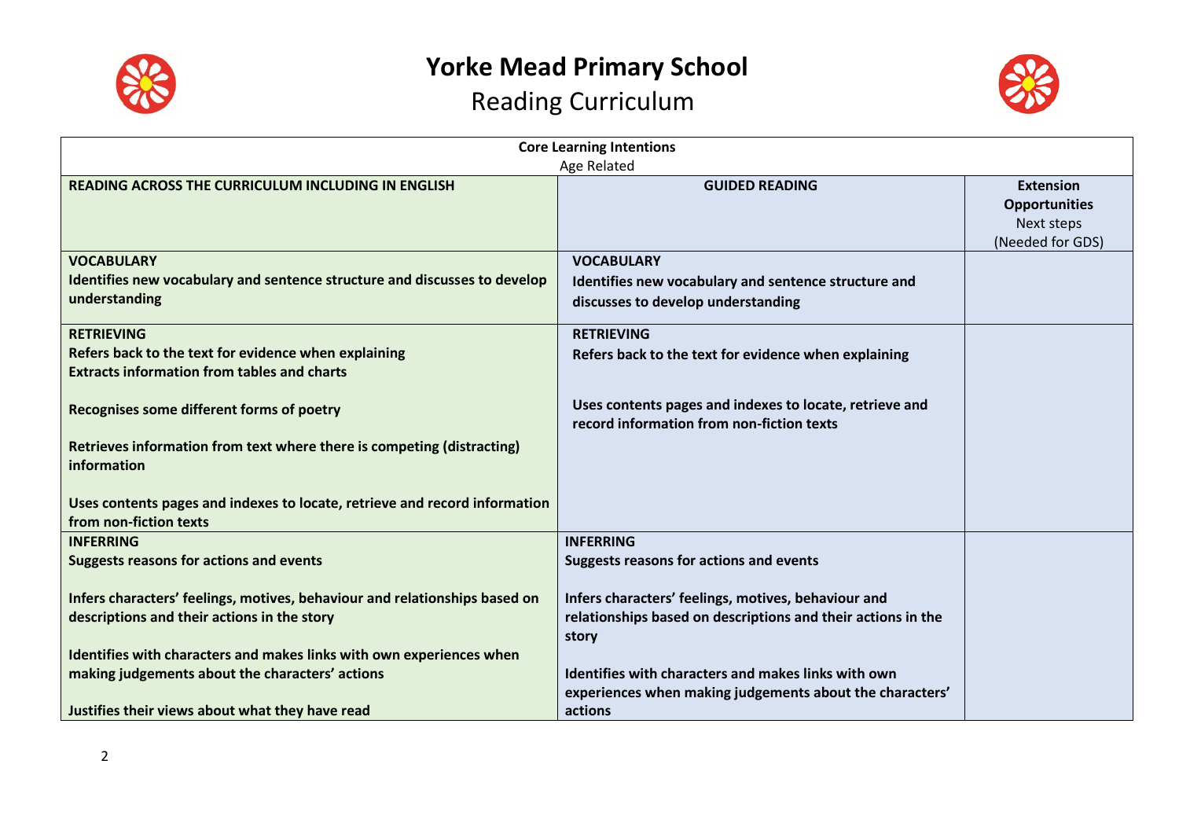# Yorke Mead Primary School

## Reading Curriculum

| Core Learning Intentions<br>Age Related | | |
|---|---|---|
| **READING ACROSS THE CURRICULUM INCLUDING IN ENGLISH** | **GUIDED READING** | **Extension Opportunities**<br>Next steps<br>(Needed for GDS) |
| **VOCABULARY**<br>**Identifies new vocabulary and sentence structure and discusses to develop understanding** | **VOCABULARY**<br>**Identifies new vocabulary and sentence structure and discusses to develop understanding** | |
| **RETRIEVING**<br>**Refers back to the text for evidence when explaining**<br>**Extracts information from tables and charts**<br><br>**Recognises some different forms of poetry**<br><br>**Retrieves information from text where there is competing (distracting) information**<br><br>**Uses contents pages and indexes to locate, retrieve and record information from non-fiction texts** | **RETRIEVING**<br>**Refers back to the text for evidence when explaining**<br><br>**Uses contents pages and indexes to locate, retrieve and record information from non-fiction texts** | |
| **INFERRING**<br>**Suggests reasons for actions and events**<br><br>**Infers characters' feelings, motives, behaviour and relationships based on descriptions and their actions in the story**<br><br>**Identifies with characters and makes links with own experiences when making judgements about the characters' actions**<br><br>**Justifies their views about what they have read** | **INFERRING**<br>**Suggests reasons for actions and events**<br><br>**Infers characters' feelings, motives, behaviour and relationships based on descriptions and their actions in the story**<br><br>**Identifies with characters and makes links with own experiences when making judgements about the characters' actions** | |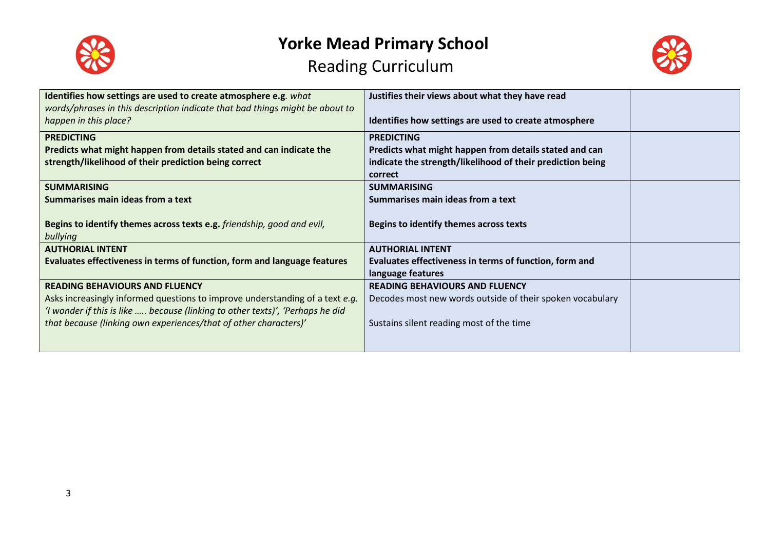# Yorke Mead Primary School

## Reading Curriculum

| | | |
|---|---|---|
| **Identifies how settings are used to create atmosphere e.g**. *what words/phrases in this description indicate that bad things might be about to happen in this place?* | **Justifies their views about what they have read**<br><br>**Identifies how settings are used to create atmosphere** | |
| **PREDICTING**<br>**Predicts what might happen from details stated and can indicate the strength/likelihood of their prediction being correct** | **PREDICTING**<br>**Predicts what might happen from details stated and can indicate the strength/likelihood of their prediction being correct** | |
| **SUMMARISING**<br>**Summarises main ideas from a text**<br><br>**Begins to identify themes across texts e.g.** *friendship, good and evil, bullying* | **SUMMARISING**<br>**Summarises main ideas from a text**<br><br>**Begins to identify themes across texts** | |
| **AUTHORIAL INTENT**<br>**Evaluates effectiveness in terms of function, form and language features** | **AUTHORIAL INTENT**<br>**Evaluates effectiveness in terms of function, form and language features** | |
| **READING BEHAVIOURS AND FLUENCY**<br>Asks increasingly informed questions to improve understanding of a text *e.g. 'I wonder if this is like ….. because (linking to other texts)', 'Perhaps he did that because (linking own experiences/that of other characters)'* | **READING BEHAVIOURS AND FLUENCY**<br>Decodes most new words outside of their spoken vocabulary<br><br>Sustains silent reading most of the time | |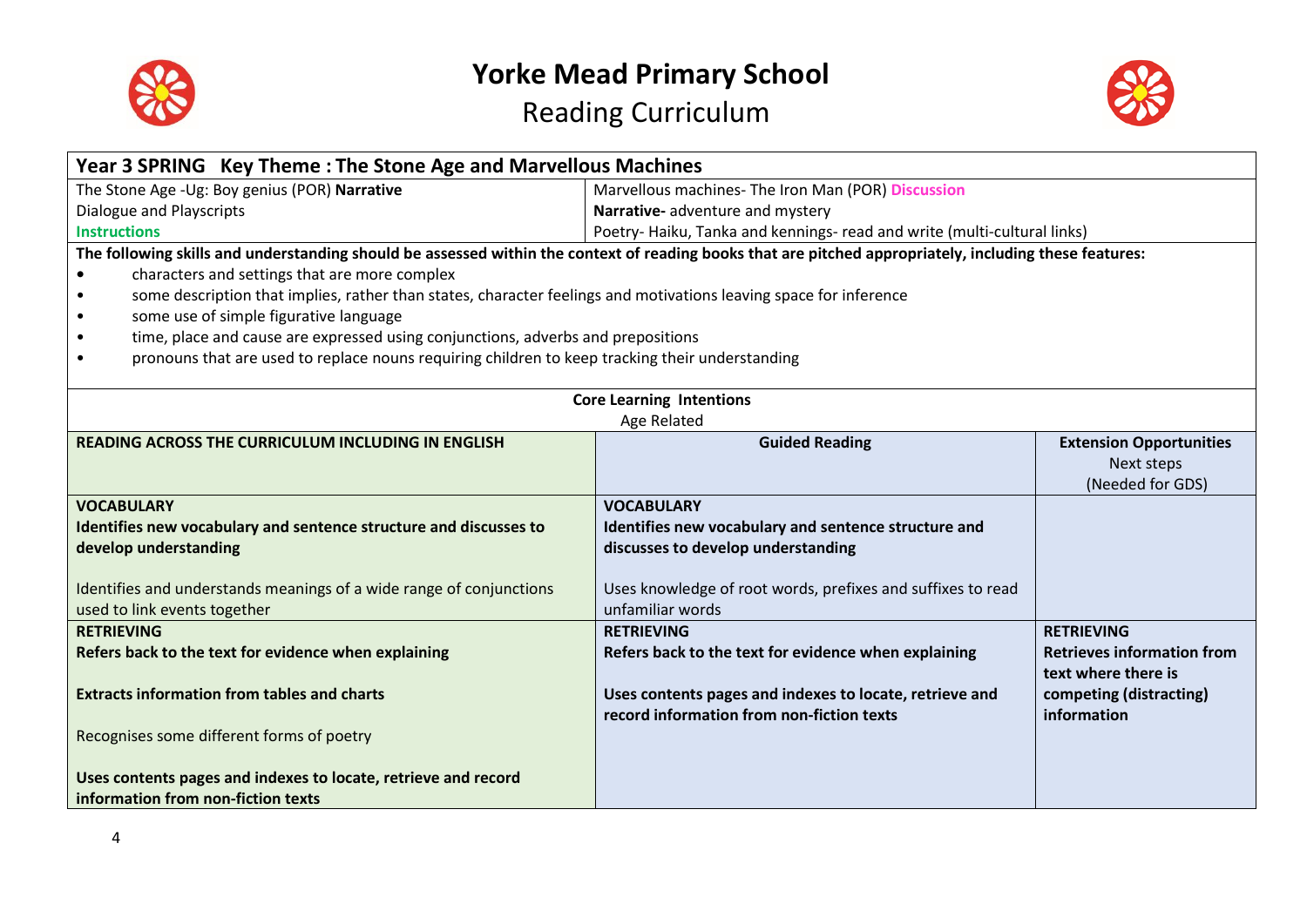# Yorke Mead Primary School

## Reading Curriculum

| Year 3 SPRING Key Theme : The Stone Age and Marvellous Machines | |
|---|---|
| The Stone Age -Ug: Boy genius (POR) **Narrative**<br>Dialogue and Playscripts<br>**Instructions** | Marvellous machines- The Iron Man (POR) **Discussion**<br>**Narrative-** adventure and mystery<br>Poetry- Haiku, Tanka and kennings- read and write (multi-cultural links) |

**The following skills and understanding should be assessed within the context of reading books that are pitched appropriately, including these features:**

- characters and settings that are more complex
- some description that implies, rather than states, character feelings and motivations leaving space for inference
- some use of simple figurative language
- time, place and cause are expressed using conjunctions, adverbs and prepositions
- pronouns that are used to replace nouns requiring children to keep tracking their understanding

**Core Learning Intentions**
Age Related

| READING ACROSS THE CURRICULUM INCLUDING IN ENGLISH | Guided Reading | Extension Opportunities<br>Next steps<br>(Needed for GDS) |
|---|---|---|
| **VOCABULARY**<br>**Identifies new vocabulary and sentence structure and discusses to develop understanding**<br><br>Identifies and understands meanings of a wide range of conjunctions used to link events together | **VOCABULARY**<br>**Identifies new vocabulary and sentence structure and discusses to develop understanding**<br><br>Uses knowledge of root words, prefixes and suffixes to read unfamiliar words | |
| **RETRIEVING**<br>**Refers back to the text for evidence when explaining**<br><br>**Extracts information from tables and charts**<br><br>Recognises some different forms of poetry<br><br>**Uses contents pages and indexes to locate, retrieve and record information from non-fiction texts** | **RETRIEVING**<br>**Refers back to the text for evidence when explaining**<br><br>**Uses contents pages and indexes to locate, retrieve and record information from non-fiction texts** | **RETRIEVING**<br>**Retrieves information from text where there is competing (distracting) information** |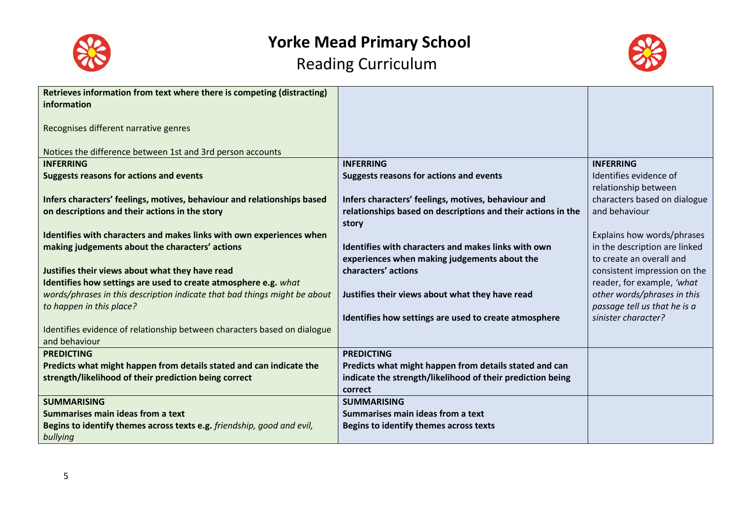# Yorke Mead Primary School

## Reading Curriculum

| | | |
|---|---|---|
| **Retrieves information from text where there is competing (distracting) information**<br><br>Recognises different narrative genres<br><br>Notices the difference between 1st and 3rd person accounts | | |
| **INFERRING**<br>**Suggests reasons for actions and events**<br><br>**Infers characters' feelings, motives, behaviour and relationships based on descriptions and their actions in the story**<br><br>**Identifies with characters and makes links with own experiences when making judgements about the characters' actions**<br><br>**Justifies their views about what they have read**<br>**Identifies how settings are used to create atmosphere e.g.** *what words/phrases in this description indicate that bad things might be about to happen in this place?*<br><br>Identifies evidence of relationship between characters based on dialogue and behaviour | **INFERRING**<br>**Suggests reasons for actions and events**<br><br>**Infers characters' feelings, motives, behaviour and relationships based on descriptions and their actions in the story**<br><br>**Identifies with characters and makes links with own experiences when making judgements about the characters' actions**<br><br>**Justifies their views about what they have read**<br><br>**Identifies how settings are used to create atmosphere** | **INFERRING**<br>Identifies evidence of relationship between characters based on dialogue and behaviour<br><br>Explains how words/phrases in the description are linked to create an overall and consistent impression on the reader, for example, *'what other words/phrases in this passage tell us that he is a sinister character?* |
| **PREDICTING**<br>**Predicts what might happen from details stated and can indicate the strength/likelihood of their prediction being correct** | **PREDICTING**<br>**Predicts what might happen from details stated and can indicate the strength/likelihood of their prediction being correct** | |
| **SUMMARISING**<br>**Summarises main ideas from a text**<br>**Begins to identify themes across texts e.g.** *friendship, good and evil, bullying* | **SUMMARISING**<br>**Summarises main ideas from a text**<br>**Begins to identify themes across texts** | |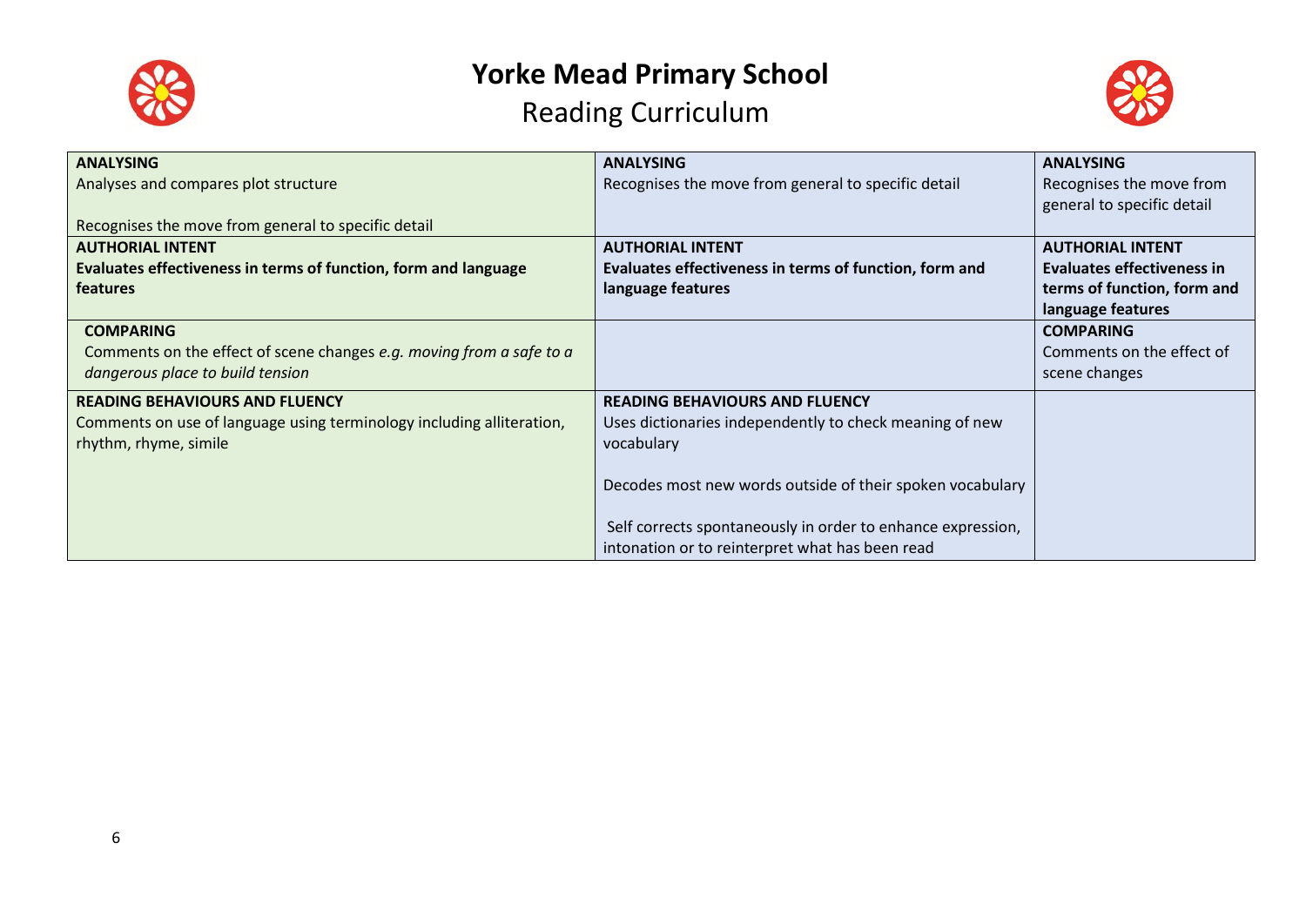# Yorke Mead Primary School

## Reading Curriculum

| | | |
|---|---|---|
| **ANALYSING**<br>Analyses and compares plot structure<br><br>Recognises the move from general to specific detail | **ANALYSING**<br>Recognises the move from general to specific detail | **ANALYSING**<br>Recognises the move from general to specific detail |
| **AUTHORIAL INTENT**<br>**Evaluates effectiveness in terms of function, form and language features** | **AUTHORIAL INTENT**<br>**Evaluates effectiveness in terms of function, form and language features** | **AUTHORIAL INTENT**<br>**Evaluates effectiveness in terms of function, form and language features** |
| **COMPARING**<br>Comments on the effect of scene changes *e.g. moving from a safe to a dangerous place to build tension* | | **COMPARING**<br>Comments on the effect of scene changes |
| **READING BEHAVIOURS AND FLUENCY**<br>Comments on use of language using terminology including alliteration, rhythm, rhyme, simile | **READING BEHAVIOURS AND FLUENCY**<br>Uses dictionaries independently to check meaning of new vocabulary<br><br>Decodes most new words outside of their spoken vocabulary<br><br>Self corrects spontaneously in order to enhance expression, intonation or to reinterpret what has been read | |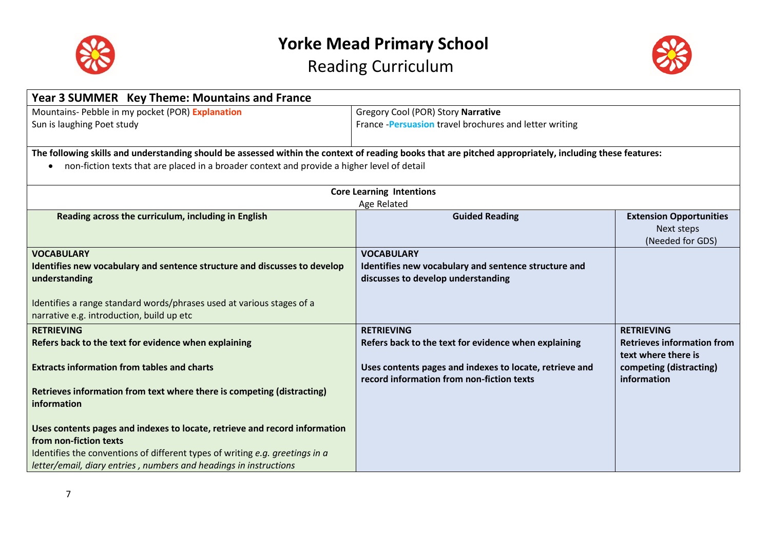# Yorke Mead Primary School

## Reading Curriculum

| Year 3 SUMMER Key Theme: Mountains and France | | |
|---|---|---|
| Mountains- Pebble in my pocket (POR) **Explanation**<br>Sun is laughing Poet study | Gregory Cool (POR) Story **Narrative**<br>France -**Persuasion** travel brochures and letter writing | |
| **The following skills and understanding should be assessed within the context of reading books that are pitched appropriately, including these features:**<br>• non-fiction texts that are placed in a broader context and provide a higher level of detail | | |
| **Core Learning Intentions**<br>Age Related | | |
| **Reading across the curriculum, including in English** | **Guided Reading** | **Extension Opportunities**<br>Next steps<br>(Needed for GDS) |
| **VOCABULARY**<br>**Identifies new vocabulary and sentence structure and discusses to develop understanding**<br><br>Identifies a range standard words/phrases used at various stages of a narrative e.g. introduction, build up etc | **VOCABULARY**<br>**Identifies new vocabulary and sentence structure and discusses to develop understanding** | |
| **RETRIEVING**<br>**Refers back to the text for evidence when explaining**<br><br>**Extracts information from tables and charts**<br><br>**Retrieves information from text where there is competing (distracting) information**<br><br>**Uses contents pages and indexes to locate, retrieve and record information from non-fiction texts**<br>Identifies the conventions of different types of writing *e.g. greetings in a letter/email, diary entries , numbers and headings in instructions* | **RETRIEVING**<br>**Refers back to the text for evidence when explaining**<br><br>**Uses contents pages and indexes to locate, retrieve and record information from non-fiction texts** | **RETRIEVING**<br>**Retrieves information from text where there is competing (distracting) information** |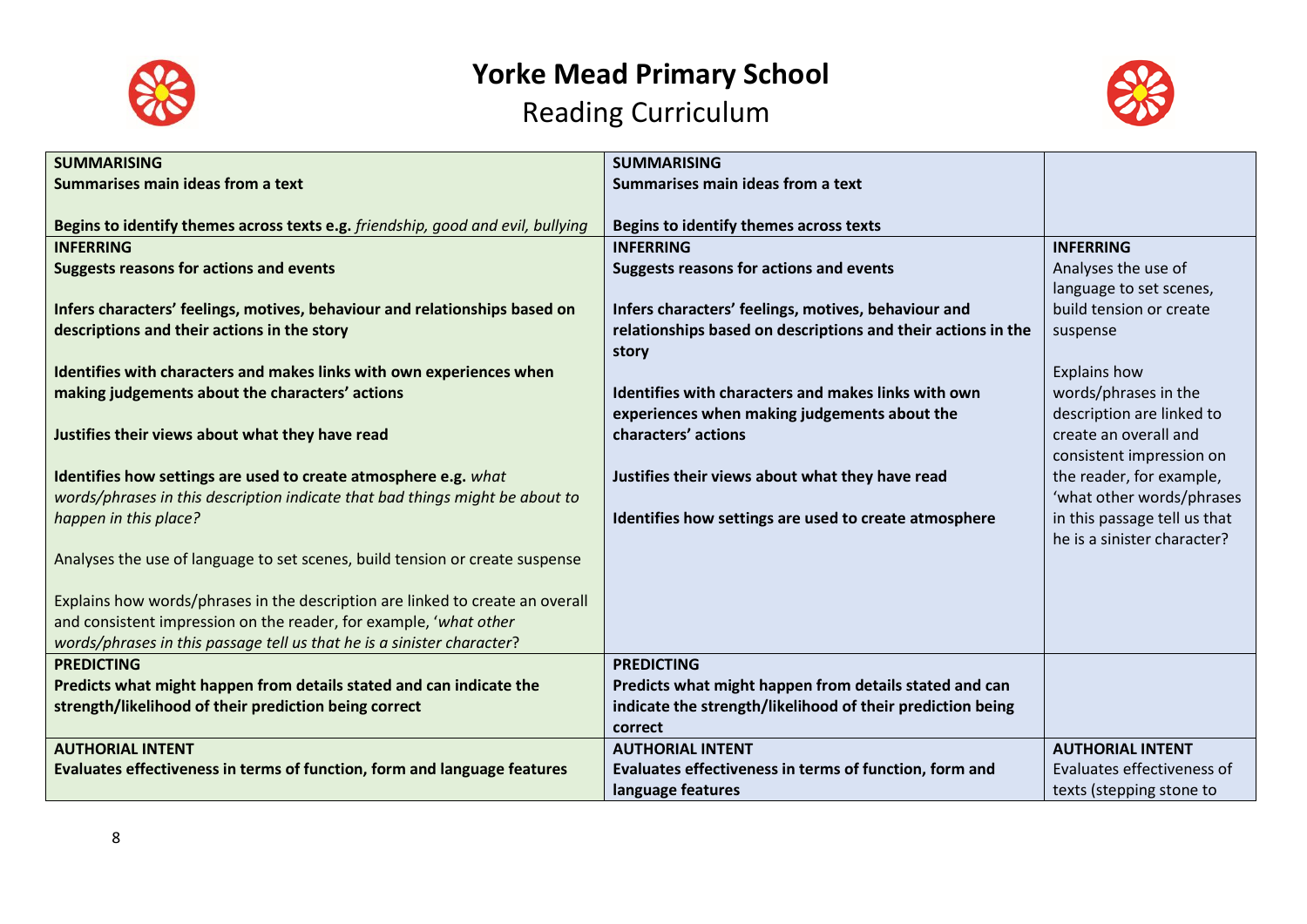# Yorke Mead Primary School

## Reading Curriculum

| | | |
|---|---|---|
| **SUMMARISING**<br>**Summarises main ideas from a text**<br><br>**Begins to identify themes across texts e.g.** *friendship, good and evil, bullying* | **SUMMARISING**<br>**Summarises main ideas from a text**<br><br>**Begins to identify themes across texts** | |
| **INFERRING**<br>**Suggests reasons for actions and events**<br><br>**Infers characters' feelings, motives, behaviour and relationships based on descriptions and their actions in the story**<br><br>**Identifies with characters and makes links with own experiences when making judgements about the characters' actions**<br><br>**Justifies their views about what they have read**<br><br>**Identifies how settings are used to create atmosphere e.g.** *what words/phrases in this description indicate that bad things might be about to happen in this place?*<br><br>Analyses the use of language to set scenes, build tension or create suspense<br><br>Explains how words/phrases in the description are linked to create an overall and consistent impression on the reader, for example, '*what other words/phrases in this passage tell us that he is a sinister character*? | **INFERRING**<br>**Suggests reasons for actions and events**<br><br>**Infers characters' feelings, motives, behaviour and relationships based on descriptions and their actions in the story**<br><br>**Identifies with characters and makes links with own experiences when making judgements about the characters' actions**<br><br>**Justifies their views about what they have read**<br><br>**Identifies how settings are used to create atmosphere** | **INFERRING**<br>Analyses the use of language to set scenes, build tension or create suspense<br><br>Explains how words/phrases in the description are linked to create an overall and consistent impression on the reader, for example, 'what other words/phrases in this passage tell us that he is a sinister character? |
| **PREDICTING**<br>**Predicts what might happen from details stated and can indicate the strength/likelihood of their prediction being correct** | **PREDICTING**<br>**Predicts what might happen from details stated and can indicate the strength/likelihood of their prediction being correct** | |
| **AUTHORIAL INTENT**<br>**Evaluates effectiveness in terms of function, form and language features** | **AUTHORIAL INTENT**<br>**Evaluates effectiveness in terms of function, form and language features** | **AUTHORIAL INTENT**<br>Evaluates effectiveness of texts (stepping stone to |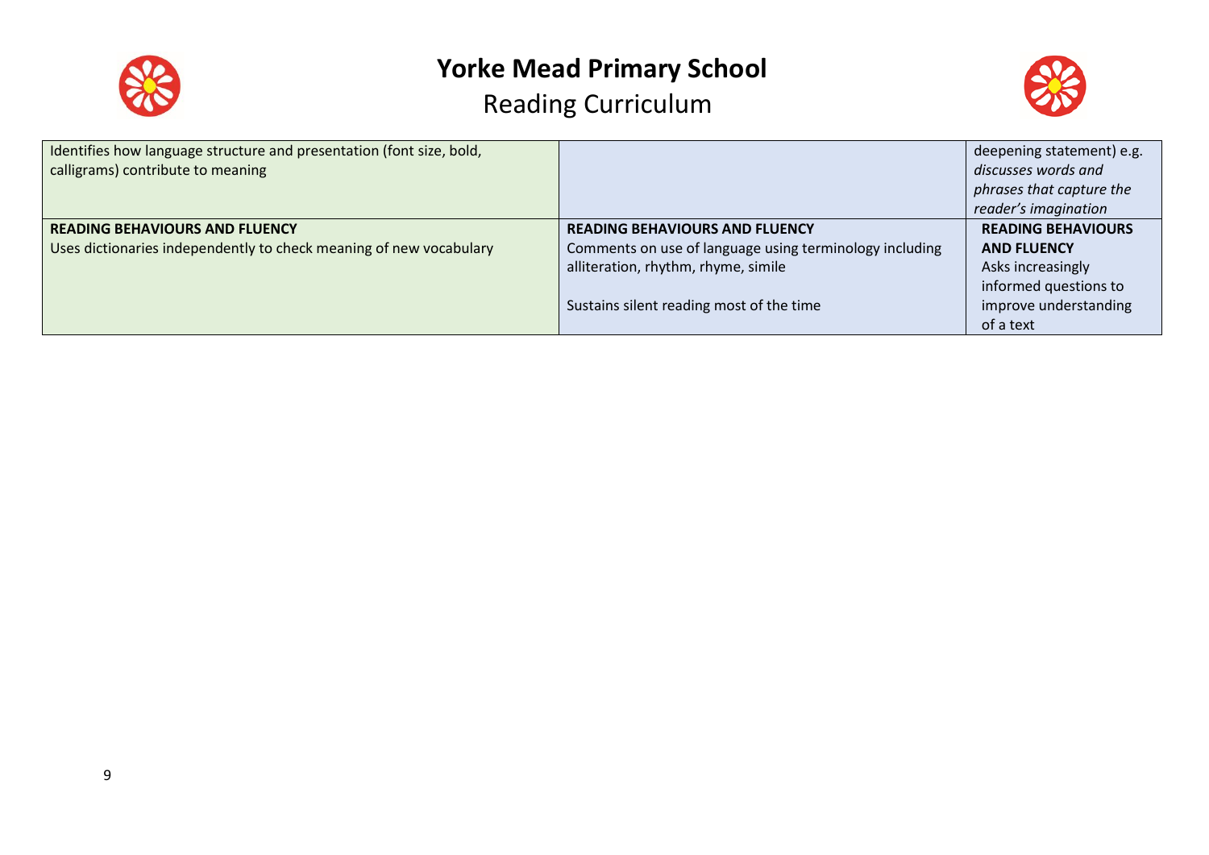# Yorke Mead Primary School

## Reading Curriculum

| | | |
|---|---|---|
| Identifies how language structure and presentation (font size, bold, calligrams) contribute to meaning | | deepening statement) e.g. *discusses words and phrases that capture the reader's imagination* |
| **READING BEHAVIOURS AND FLUENCY**<br>Uses dictionaries independently to check meaning of new vocabulary | **READING BEHAVIOURS AND FLUENCY**<br>Comments on use of language using terminology including alliteration, rhythm, rhyme, simile<br><br>Sustains silent reading most of the time | **READING BEHAVIOURS AND FLUENCY**<br>Asks increasingly informed questions to improve understanding of a text |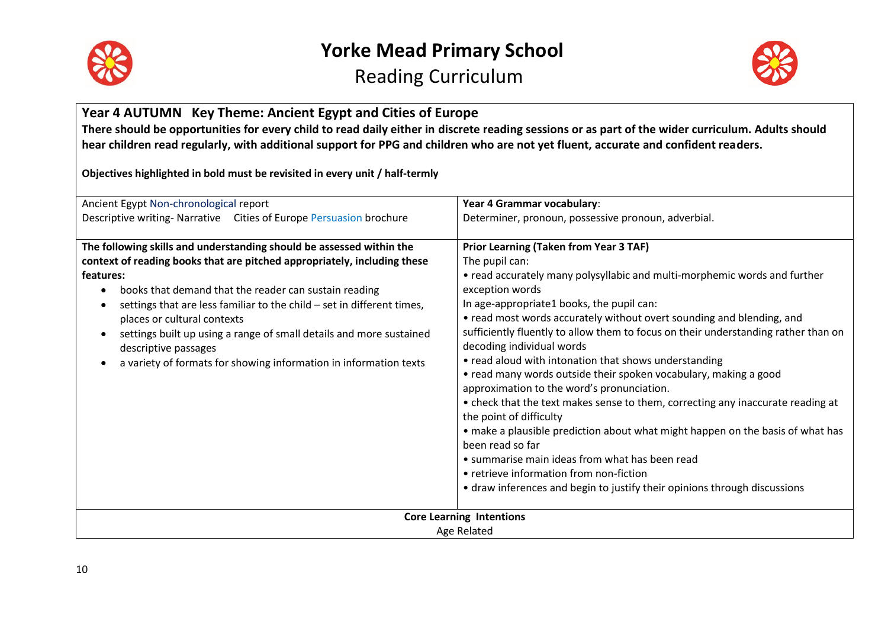# Yorke Mead Primary School

## Reading Curriculum

**Year 4 AUTUMN Key Theme: Ancient Egypt and Cities of Europe**

**There should be opportunities for every child to read daily either in discrete reading sessions or as part of the wider curriculum. Adults should hear children read regularly, with additional support for PPG and children who are not yet fluent, accurate and confident readers.**

**Objectives highlighted in bold must be revisited in every unit / half-termly**

| Ancient Egypt Non-chronological report<br>Descriptive writing- Narrative Cities of Europe Persuasion brochure | **Year 4 Grammar vocabulary**:<br>Determiner, pronoun, possessive pronoun, adverbial. |
|---|---|
| **The following skills and understanding should be assessed within the context of reading books that are pitched appropriately, including these features:**<br>• books that demand that the reader can sustain reading<br>• settings that are less familiar to the child – set in different times, places or cultural contexts<br>• settings built up using a range of small details and more sustained descriptive passages<br>• a variety of formats for showing information in information texts | **Prior Learning (Taken from Year 3 TAF)**<br>The pupil can:<br>• read accurately many polysyllabic and multi-morphemic words and further exception words<br>In age-appropriate1 books, the pupil can:<br>• read most words accurately without overt sounding and blending, and sufficiently fluently to allow them to focus on their understanding rather than on decoding individual words<br>• read aloud with intonation that shows understanding<br>• read many words outside their spoken vocabulary, making a good approximation to the word's pronunciation.<br>• check that the text makes sense to them, correcting any inaccurate reading at the point of difficulty<br>• make a plausible prediction about what might happen on the basis of what has been read so far<br>• summarise main ideas from what has been read<br>• retrieve information from non-fiction<br>• draw inferences and begin to justify their opinions through discussions |

**Core Learning Intentions**

Age Related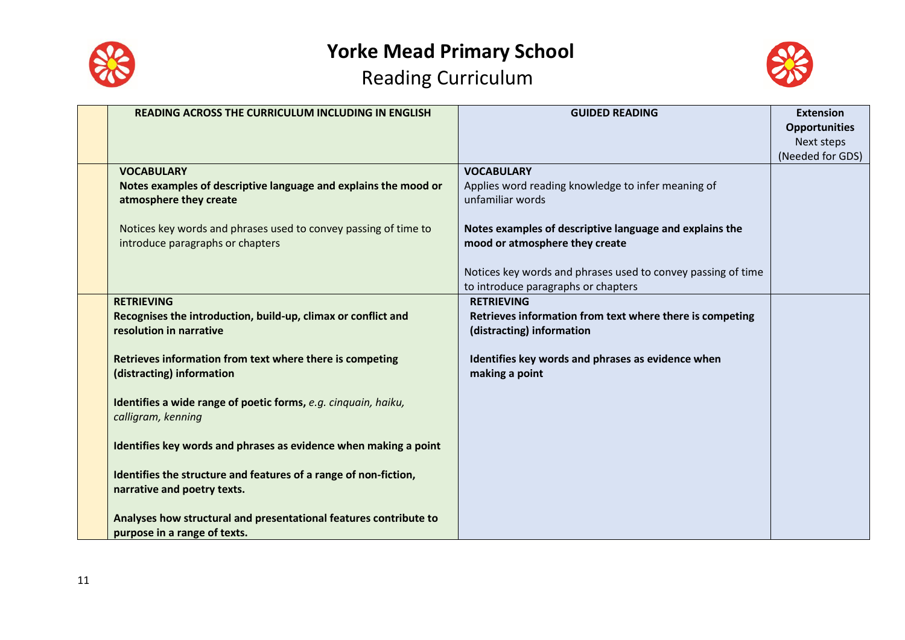# Yorke Mead Primary School

## Reading Curriculum

| | READING ACROSS THE CURRICULUM INCLUDING IN ENGLISH | GUIDED READING | **Extension Opportunities** Next steps (Needed for GDS) |
|---|---|---|---|
| | **VOCABULARY**<br>**Notes examples of descriptive language and explains the mood or atmosphere they create**<br><br>Notices key words and phrases used to convey passing of time to introduce paragraphs or chapters | **VOCABULARY**<br>Applies word reading knowledge to infer meaning of unfamiliar words<br><br>**Notes examples of descriptive language and explains the mood or atmosphere they create**<br><br>Notices key words and phrases used to convey passing of time to introduce paragraphs or chapters | |
| | **RETRIEVING**<br>**Recognises the introduction, build-up, climax or conflict and resolution in narrative**<br><br>**Retrieves information from text where there is competing (distracting) information**<br><br>**Identifies a wide range of poetic forms,** *e.g. cinquain, haiku, calligram, kenning*<br><br>**Identifies key words and phrases as evidence when making a point**<br><br>**Identifies the structure and features of a range of non-fiction, narrative and poetry texts.**<br><br>**Analyses how structural and presentational features contribute to purpose in a range of texts.** | **RETRIEVING**<br>**Retrieves information from text where there is competing (distracting) information**<br><br>**Identifies key words and phrases as evidence when making a point** | |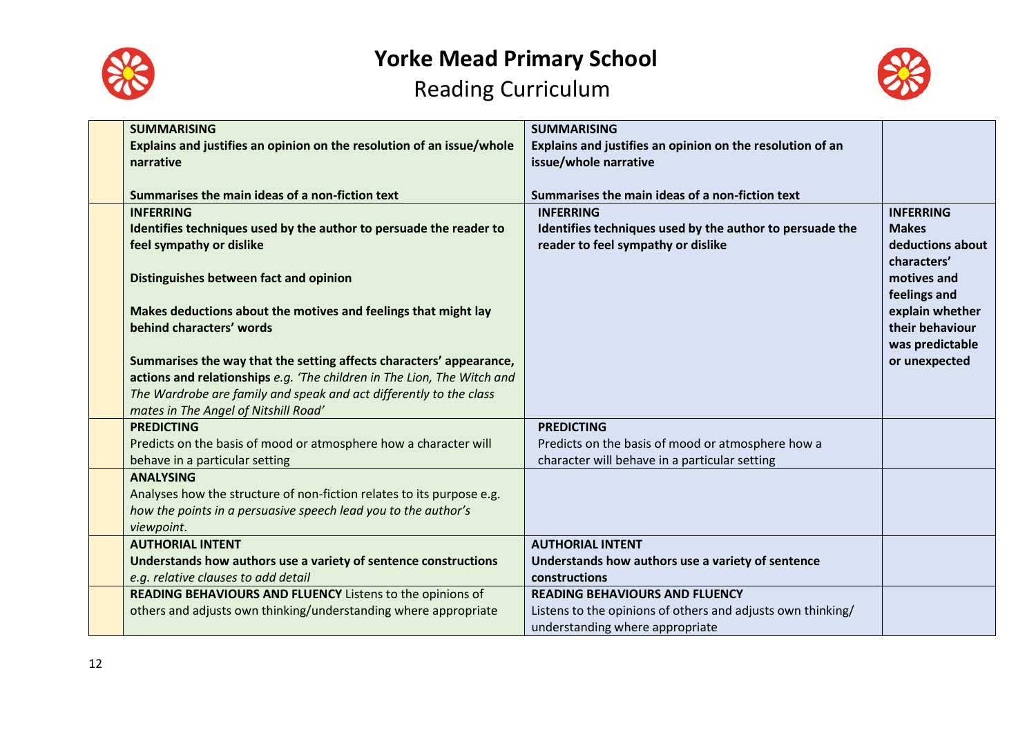# Yorke Mead Primary School

## Reading Curriculum

| | | | |
|---|---|---|---|
| | **SUMMARISING**<br>**Explains and justifies an opinion on the resolution of an issue/whole narrative**<br><br>**Summarises the main ideas of a non-fiction text** | **SUMMARISING**<br>**Explains and justifies an opinion on the resolution of an issue/whole narrative**<br><br>**Summarises the main ideas of a non-fiction text** | |
| | **INFERRING**<br>**Identifies techniques used by the author to persuade the reader to feel sympathy or dislike**<br><br>**Distinguishes between fact and opinion**<br><br>**Makes deductions about the motives and feelings that might lay behind characters' words**<br><br>**Summarises the way that the setting affects characters' appearance, actions and relationships** *e.g. 'The children in The Lion, The Witch and The Wardrobe are family and speak and act differently to the class mates in The Angel of Nitshill Road'* | **INFERRING**<br>**Identifies techniques used by the author to persuade the reader to feel sympathy or dislike** | **INFERRING**<br>**Makes deductions about characters' motives and feelings and explain whether their behaviour was predictable or unexpected** |
| | **PREDICTING**<br>Predicts on the basis of mood or atmosphere how a character will behave in a particular setting | **PREDICTING**<br>Predicts on the basis of mood or atmosphere how a character will behave in a particular setting | |
| | **ANALYSING**<br>Analyses how the structure of non-fiction relates to its purpose e.g. *how the points in a persuasive speech lead you to the author's viewpoint.* | | |
| | **AUTHORIAL INTENT**<br>**Understands how authors use a variety of sentence constructions**<br>*e.g. relative clauses to add detail* | **AUTHORIAL INTENT**<br>**Understands how authors use a variety of sentence constructions** | |
| | **READING BEHAVIOURS AND FLUENCY** Listens to the opinions of others and adjusts own thinking/understanding where appropriate | **READING BEHAVIOURS AND FLUENCY**<br>Listens to the opinions of others and adjusts own thinking/ understanding where appropriate | |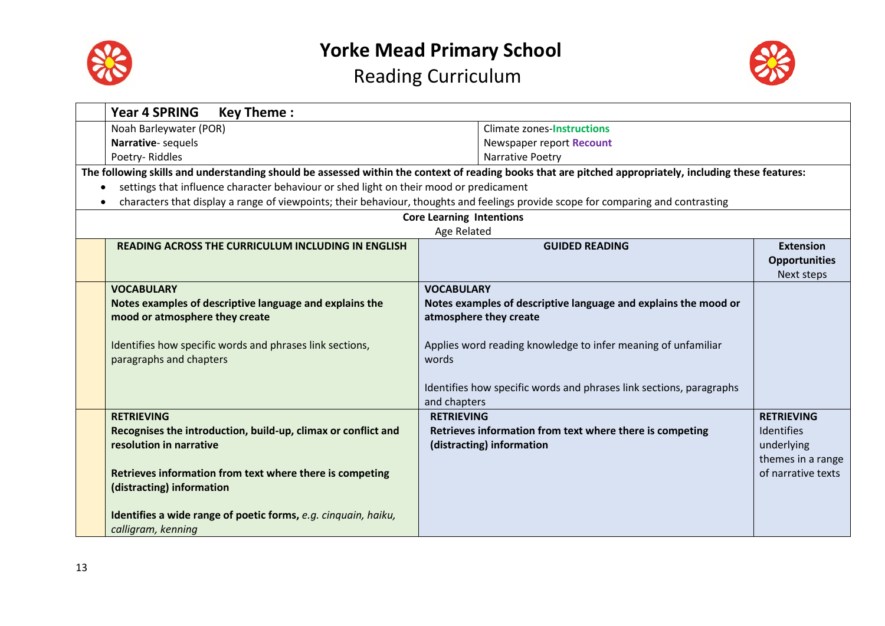# Yorke Mead Primary School

## Reading Curriculum

| Year 4 SPRING Key Theme : | |
|---|---|
| Noah Barleywater (POR) | Climate zones-**Instructions** |
| **Narrative**- sequels | Newspaper report **Recount** |
| Poetry- Riddles | Narrative Poetry |

**The following skills and understanding should be assessed within the context of reading books that are pitched appropriately, including these features:**

- settings that influence character behaviour or shed light on their mood or predicament
- characters that display a range of viewpoints; their behaviour, thoughts and feelings provide scope for comparing and contrasting

**Core Learning Intentions**

Age Related

| **READING ACROSS THE CURRICULUM INCLUDING IN ENGLISH** | **GUIDED READING** | **Extension Opportunities** Next steps |
|---|---|---|
| **VOCABULARY**<br>**Notes examples of descriptive language and explains the mood or atmosphere they create**<br><br>Identifies how specific words and phrases link sections, paragraphs and chapters | **VOCABULARY**<br>**Notes examples of descriptive language and explains the mood or atmosphere they create**<br><br>Applies word reading knowledge to infer meaning of unfamiliar words<br><br>Identifies how specific words and phrases link sections, paragraphs and chapters | |
| **RETRIEVING**<br>**Recognises the introduction, build-up, climax or conflict and resolution in narrative**<br><br>**Retrieves information from text where there is competing (distracting) information**<br><br>**Identifies a wide range of poetic forms,** *e.g. cinquain, haiku, calligram, kenning* | **RETRIEVING**<br>**Retrieves information from text where there is competing (distracting) information** | **RETRIEVING**<br>Identifies underlying themes in a range of narrative texts |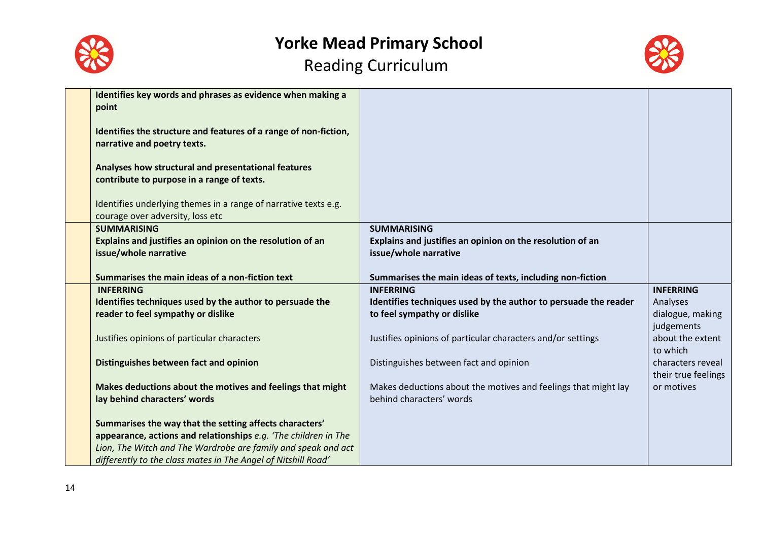# Yorke Mead Primary School

## Reading Curriculum

| | | | |
|---|---|---|---|
| | **Identifies key words and phrases as evidence when making a point**<br><br>**Identifies the structure and features of a range of non-fiction, narrative and poetry texts.**<br><br>**Analyses how structural and presentational features contribute to purpose in a range of texts.**<br><br>Identifies underlying themes in a range of narrative texts e.g. courage over adversity, loss etc | | |
| | **SUMMARISING**<br>**Explains and justifies an opinion on the resolution of an issue/whole narrative**<br><br>**Summarises the main ideas of a non-fiction text** | **SUMMARISING**<br>**Explains and justifies an opinion on the resolution of an issue/whole narrative**<br><br>**Summarises the main ideas of texts, including non-fiction** | |
| | **INFERRING**<br>**Identifies techniques used by the author to persuade the reader to feel sympathy or dislike**<br><br>Justifies opinions of particular characters<br><br>**Distinguishes between fact and opinion**<br><br>**Makes deductions about the motives and feelings that might lay behind characters' words**<br><br>**Summarises the way that the setting affects characters' appearance, actions and relationships** *e.g. 'The children in The Lion, The Witch and The Wardrobe are family and speak and act differently to the class mates in The Angel of Nitshill Road'* | **INFERRING**<br>**Identifies techniques used by the author to persuade the reader to feel sympathy or dislike**<br><br>Justifies opinions of particular characters and/or settings<br><br>Distinguishes between fact and opinion<br><br>Makes deductions about the motives and feelings that might lay behind characters' words | **INFERRING**<br>Analyses dialogue, making judgements about the extent to which characters reveal their true feelings or motives |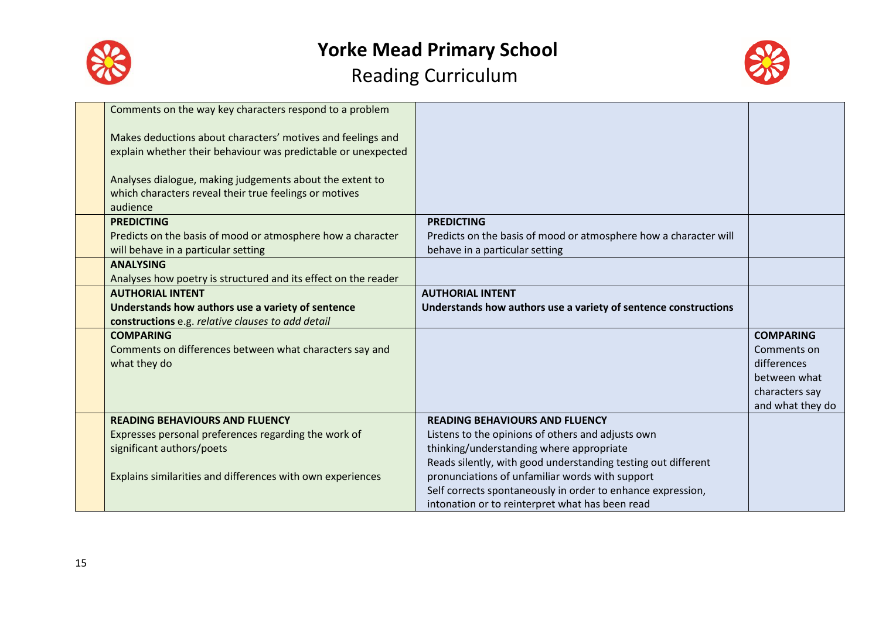# Yorke Mead Primary School

## Reading Curriculum

| | | | |
|---|---|---|---|
| | Comments on the way key characters respond to a problem<br><br>Makes deductions about characters' motives and feelings and explain whether their behaviour was predictable or unexpected<br><br>Analyses dialogue, making judgements about the extent to which characters reveal their true feelings or motives audience | | |
| | **PREDICTING**<br>Predicts on the basis of mood or atmosphere how a character will behave in a particular setting | **PREDICTING**<br>Predicts on the basis of mood or atmosphere how a character will behave in a particular setting | |
| | **ANALYSING**<br>Analyses how poetry is structured and its effect on the reader | | |
| | **AUTHORIAL INTENT**<br>**Understands how authors use a variety of sentence constructions** e.g. *relative clauses to add detail* | **AUTHORIAL INTENT**<br>**Understands how authors use a variety of sentence constructions** | |
| | **COMPARING**<br>Comments on differences between what characters say and what they do | | **COMPARING**<br>Comments on differences between what characters say and what they do |
| | **READING BEHAVIOURS AND FLUENCY**<br>Expresses personal preferences regarding the work of significant authors/poets<br><br>Explains similarities and differences with own experiences | **READING BEHAVIOURS AND FLUENCY**<br>Listens to the opinions of others and adjusts own thinking/understanding where appropriate<br>Reads silently, with good understanding testing out different pronunciations of unfamiliar words with support<br>Self corrects spontaneously in order to enhance expression, intonation or to reinterpret what has been read | |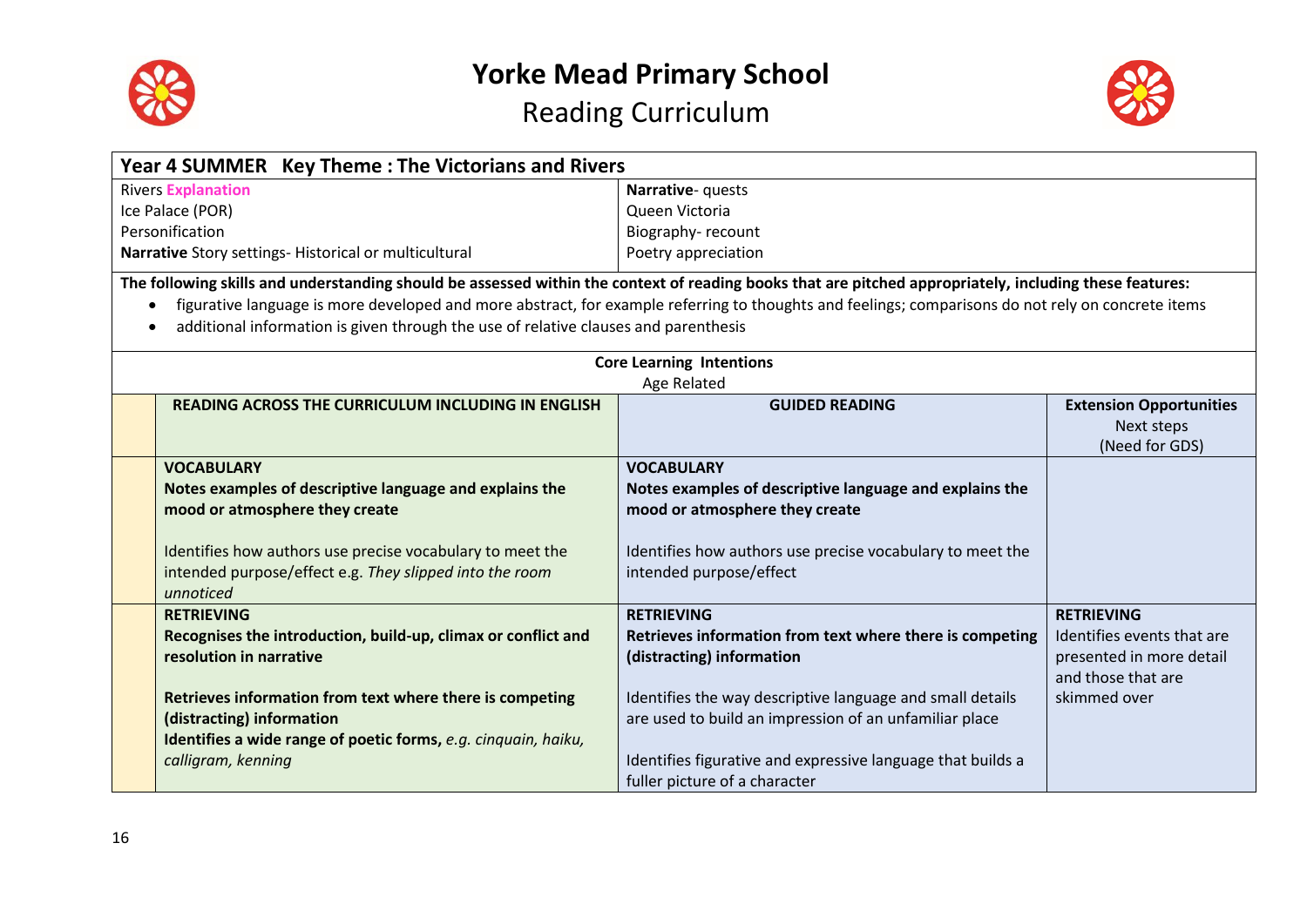# Yorke Mead Primary School

## Reading Curriculum

| Year 4 SUMMER Key Theme : The Victorians and Rivers | |
|---|---|
| Rivers **Explanation** | **Narrative**- quests |
| Ice Palace (POR) | Queen Victoria |
| Personification | Biography- recount |
| **Narrative** Story settings- Historical or multicultural | Poetry appreciation |

**The following skills and understanding should be assessed within the context of reading books that are pitched appropriately, including these features:**

- figurative language is more developed and more abstract, for example referring to thoughts and feelings; comparisons do not rely on concrete items
- additional information is given through the use of relative clauses and parenthesis

**Core Learning Intentions**
Age Related

| | READING ACROSS THE CURRICULUM INCLUDING IN ENGLISH | GUIDED READING | Extension Opportunities Next steps (Need for GDS) |
|---|---|---|---|
| | **VOCABULARY**<br>**Notes examples of descriptive language and explains the mood or atmosphere they create**<br><br>Identifies how authors use precise vocabulary to meet the intended purpose/effect e.g. *They slipped into the room unnoticed* | **VOCABULARY**<br>**Notes examples of descriptive language and explains the mood or atmosphere they create**<br><br>Identifies how authors use precise vocabulary to meet the intended purpose/effect | |
| | **RETRIEVING**<br>**Recognises the introduction, build-up, climax or conflict and resolution in narrative**<br><br>**Retrieves information from text where there is competing (distracting) information**<br>**Identifies a wide range of poetic forms,** *e.g. cinquain, haiku, calligram, kenning* | **RETRIEVING**<br>**Retrieves information from text where there is competing (distracting) information**<br><br>Identifies the way descriptive language and small details are used to build an impression of an unfamiliar place<br><br>Identifies figurative and expressive language that builds a fuller picture of a character | **RETRIEVING**<br>Identifies events that are presented in more detail and those that are skimmed over |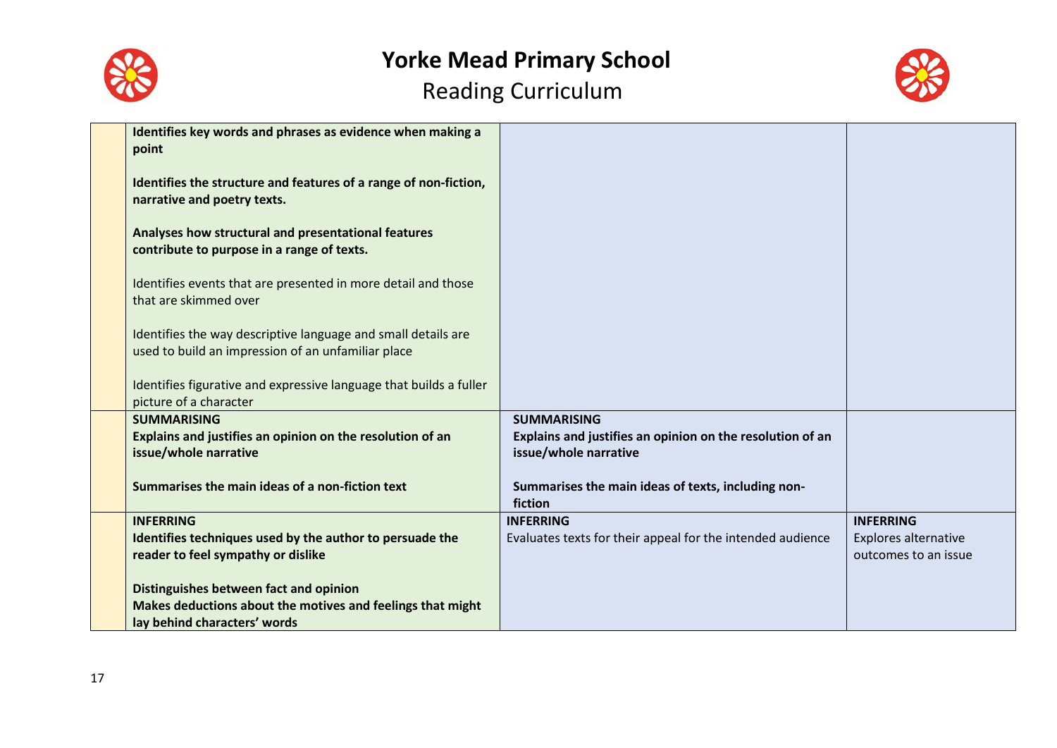# Yorke Mead Primary School

## Reading Curriculum

| | | | |
|---|---|---|---|
| | **Identifies key words and phrases as evidence when making a point**<br><br>**Identifies the structure and features of a range of non-fiction, narrative and poetry texts.**<br><br>**Analyses how structural and presentational features contribute to purpose in a range of texts.**<br><br>Identifies events that are presented in more detail and those that are skimmed over<br><br>Identifies the way descriptive language and small details are used to build an impression of an unfamiliar place<br><br>Identifies figurative and expressive language that builds a fuller picture of a character | | |
| | **SUMMARISING**<br>**Explains and justifies an opinion on the resolution of an issue/whole narrative**<br><br>**Summarises the main ideas of a non-fiction text** | **SUMMARISING**<br>**Explains and justifies an opinion on the resolution of an issue/whole narrative**<br><br>**Summarises the main ideas of texts, including non-fiction** | |
| | **INFERRING**<br>**Identifies techniques used by the author to persuade the reader to feel sympathy or dislike**<br><br>**Distinguishes between fact and opinion**<br>**Makes deductions about the motives and feelings that might lay behind characters' words** | **INFERRING**<br>Evaluates texts for their appeal for the intended audience | **INFERRING**<br>Explores alternative outcomes to an issue |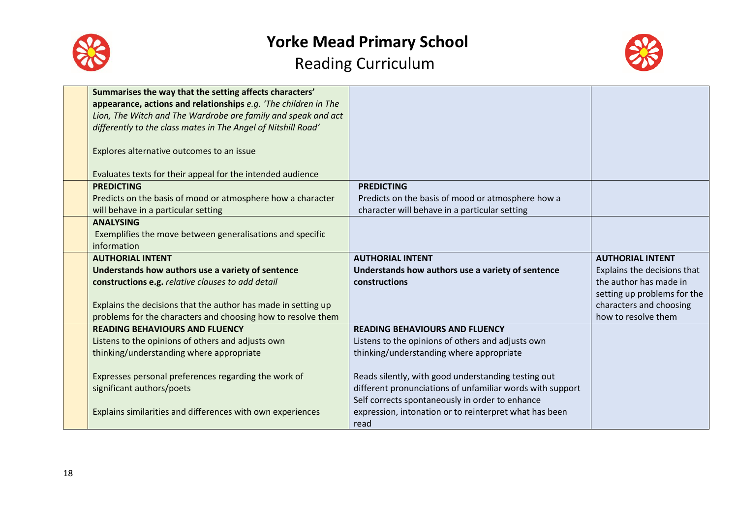# Yorke Mead Primary School

## Reading Curriculum

| | | | |
|---|---|---|---|
| | **Summarises the way that the setting affects characters' appearance, actions and relationships** *e.g. 'The children in The Lion, The Witch and The Wardrobe are family and speak and act differently to the class mates in The Angel of Nitshill Road'*<br><br>Explores alternative outcomes to an issue<br><br>Evaluates texts for their appeal for the intended audience | | |
| | **PREDICTING**<br>Predicts on the basis of mood or atmosphere how a character will behave in a particular setting | **PREDICTING**<br>Predicts on the basis of mood or atmosphere how a character will behave in a particular setting | |
| | **ANALYSING**<br>Exemplifies the move between generalisations and specific information | | |
| | **AUTHORIAL INTENT**<br>**Understands how authors use a variety of sentence constructions e.g.** *relative clauses to add detail*<br><br>Explains the decisions that the author has made in setting up problems for the characters and choosing how to resolve them | **AUTHORIAL INTENT**<br>**Understands how authors use a variety of sentence constructions** | **AUTHORIAL INTENT**<br>Explains the decisions that the author has made in setting up problems for the characters and choosing how to resolve them |
| | **READING BEHAVIOURS AND FLUENCY**<br>Listens to the opinions of others and adjusts own thinking/understanding where appropriate<br><br>Expresses personal preferences regarding the work of significant authors/poets<br><br>Explains similarities and differences with own experiences | **READING BEHAVIOURS AND FLUENCY**<br>Listens to the opinions of others and adjusts own thinking/understanding where appropriate<br><br>Reads silently, with good understanding testing out different pronunciations of unfamiliar words with support<br>Self corrects spontaneously in order to enhance expression, intonation or to reinterpret what has been read | |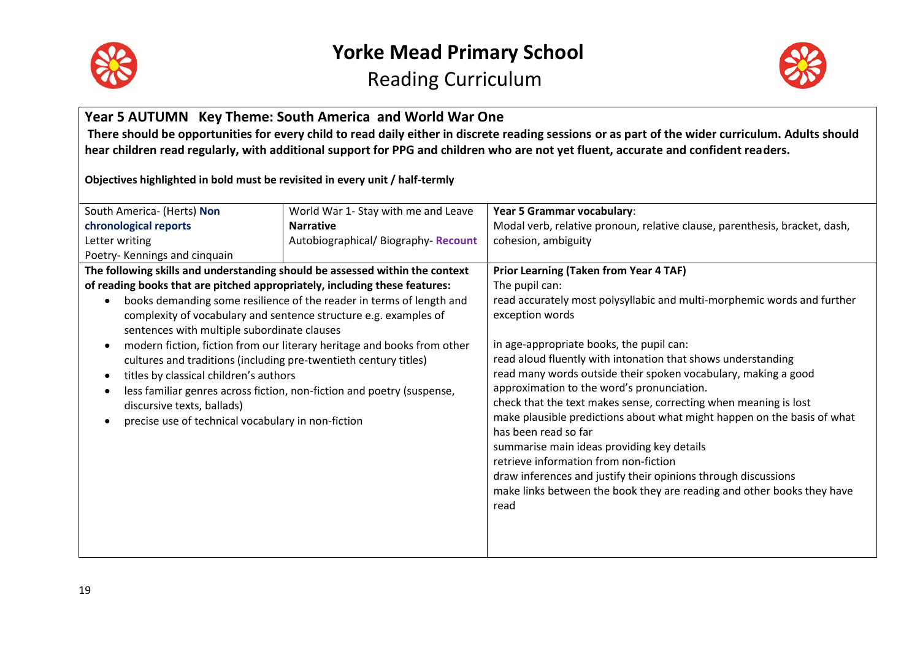# Yorke Mead Primary School

## Reading Curriculum

**Year 5 AUTUMN Key Theme: South America and World War One**

**There should be opportunities for every child to read daily either in discrete reading sessions or as part of the wider curriculum. Adults should hear children read regularly, with additional support for PPG and children who are not yet fluent, accurate and confident readers.**

**Objectives highlighted in bold must be revisited in every unit / half-termly**

| South America- (Herts) **Non chronological reports**<br>Letter writing<br>Poetry- Kennings and cinquain | World War 1- Stay with me and Leave<br>**Narrative**<br>Autobiographical/ Biography- **Recount** | **Year 5 Grammar vocabulary**:<br>Modal verb, relative pronoun, relative clause, parenthesis, bracket, dash, cohesion, ambiguity |
|---|---|---|
| **The following skills and understanding should be assessed within the context of reading books that are pitched appropriately, including these features:**<br>• books demanding some resilience of the reader in terms of length and complexity of vocabulary and sentence structure e.g. examples of sentences with multiple subordinate clauses<br>• modern fiction, fiction from our literary heritage and books from other cultures and traditions (including pre-twentieth century titles)<br>• titles by classical children's authors<br>• less familiar genres across fiction, non-fiction and poetry (suspense, discursive texts, ballads)<br>• precise use of technical vocabulary in non-fiction | | **Prior Learning (Taken from Year 4 TAF)**<br>The pupil can:<br>read accurately most polysyllabic and multi-morphemic words and further exception words<br><br>in age-appropriate books, the pupil can:<br>read aloud fluently with intonation that shows understanding<br>read many words outside their spoken vocabulary, making a good approximation to the word's pronunciation.<br>check that the text makes sense, correcting when meaning is lost<br>make plausible predictions about what might happen on the basis of what has been read so far<br>summarise main ideas providing key details<br>retrieve information from non-fiction<br>draw inferences and justify their opinions through discussions<br>make links between the book they are reading and other books they have read |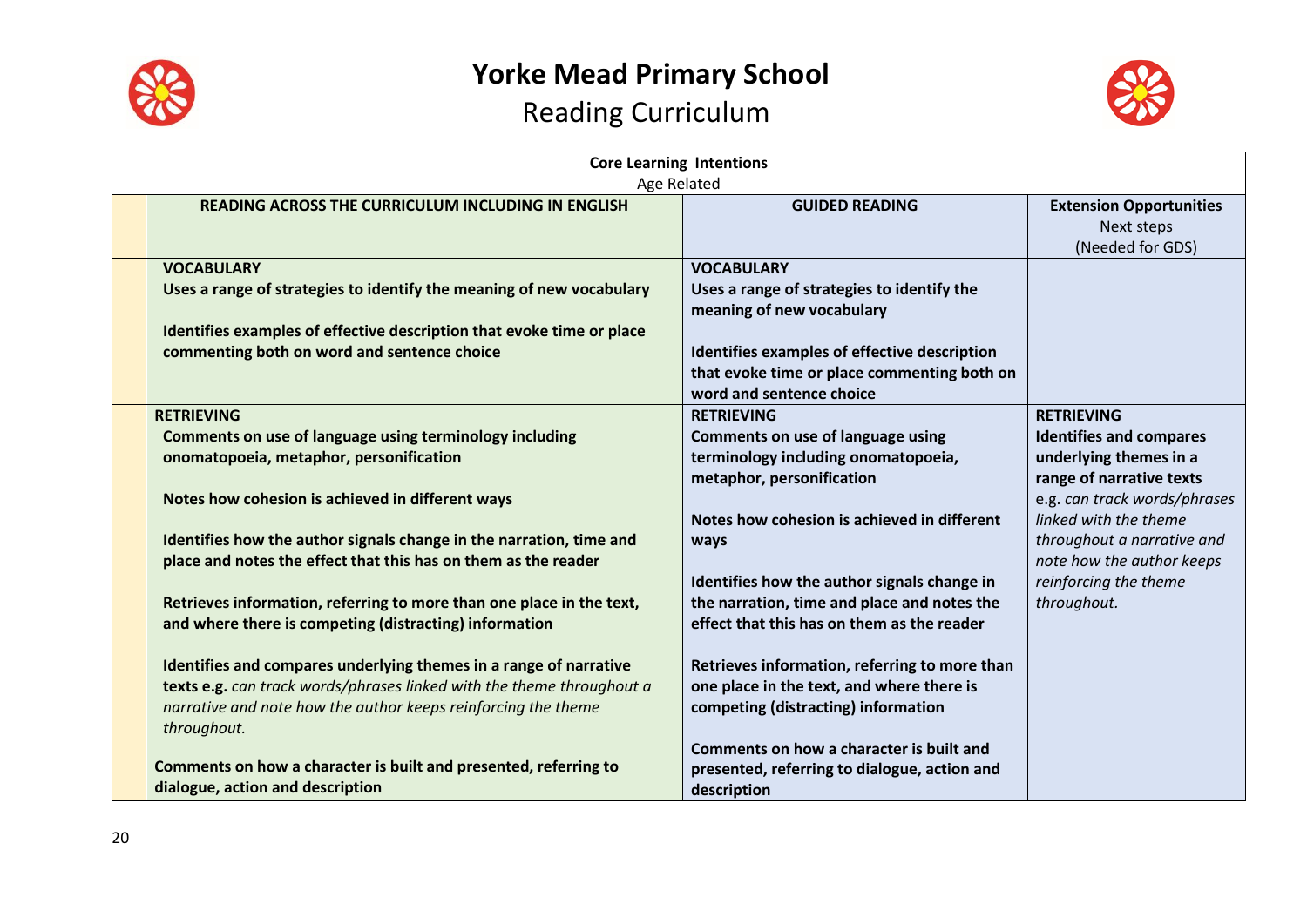# Yorke Mead Primary School

## Reading Curriculum

| Core Learning Intentions<br>Age Related | | | |
|---|---|---|---|
| | **READING ACROSS THE CURRICULUM INCLUDING IN ENGLISH** | **GUIDED READING** | **Extension Opportunities**<br>Next steps<br>(Needed for GDS) |
| | **VOCABULARY**<br>**Uses a range of strategies to identify the meaning of new vocabulary**<br><br>**Identifies examples of effective description that evoke time or place commenting both on word and sentence choice** | **VOCABULARY**<br>**Uses a range of strategies to identify the meaning of new vocabulary**<br><br>**Identifies examples of effective description that evoke time or place commenting both on word and sentence choice** | |
| | **RETRIEVING**<br>**Comments on use of language using terminology including onomatopoeia, metaphor, personification**<br><br>**Notes how cohesion is achieved in different ways**<br><br>**Identifies how the author signals change in the narration, time and place and notes the effect that this has on them as the reader**<br><br>**Retrieves information, referring to more than one place in the text, and where there is competing (distracting) information**<br><br>**Identifies and compares underlying themes in a range of narrative texts e.g.** *can track words/phrases linked with the theme throughout a narrative and note how the author keeps reinforcing the theme throughout.*<br><br>**Comments on how a character is built and presented, referring to dialogue, action and description** | **RETRIEVING**<br>**Comments on use of language using terminology including onomatopoeia, metaphor, personification**<br><br>**Notes how cohesion is achieved in different ways**<br><br>**Identifies how the author signals change in the narration, time and place and notes the effect that this has on them as the reader**<br><br>**Retrieves information, referring to more than one place in the text, and where there is competing (distracting) information**<br><br>**Comments on how a character is built and presented, referring to dialogue, action and description** | **RETRIEVING**<br>**Identifies and compares underlying themes in a range of narrative texts**<br>e.g. *can track words/phrases linked with the theme throughout a narrative and note how the author keeps reinforcing the theme throughout.* |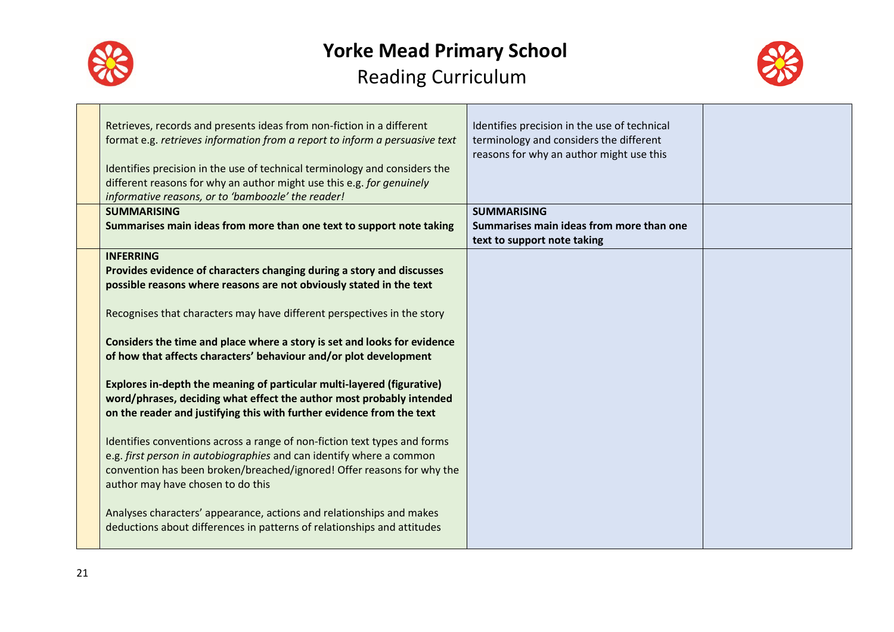# Yorke Mead Primary School

## Reading Curriculum

| | | | |
|---|---|---|---|
| | Retrieves, records and presents ideas from non-fiction in a different format e.g. *retrieves information from a report to inform a persuasive text*<br><br>Identifies precision in the use of technical terminology and considers the different reasons for why an author might use this e.g. *for genuinely informative reasons, or to 'bamboozle' the reader!* | Identifies precision in the use of technical terminology and considers the different reasons for why an author might use this | |
| | **SUMMARISING**<br>**Summarises main ideas from more than one text to support note taking** | **SUMMARISING**<br>**Summarises main ideas from more than one text to support note taking** | |
| | **INFERRING**<br>**Provides evidence of characters changing during a story and discusses possible reasons where reasons are not obviously stated in the text**<br><br>Recognises that characters may have different perspectives in the story<br><br>**Considers the time and place where a story is set and looks for evidence of how that affects characters' behaviour and/or plot development**<br><br>**Explores in-depth the meaning of particular multi-layered (figurative) word/phrases, deciding what effect the author most probably intended on the reader and justifying this with further evidence from the text**<br><br>Identifies conventions across a range of non-fiction text types and forms e.g. *first person in autobiographies* and can identify where a common convention has been broken/breached/ignored! Offer reasons for why the author may have chosen to do this<br><br>Analyses characters' appearance, actions and relationships and makes deductions about differences in patterns of relationships and attitudes | | |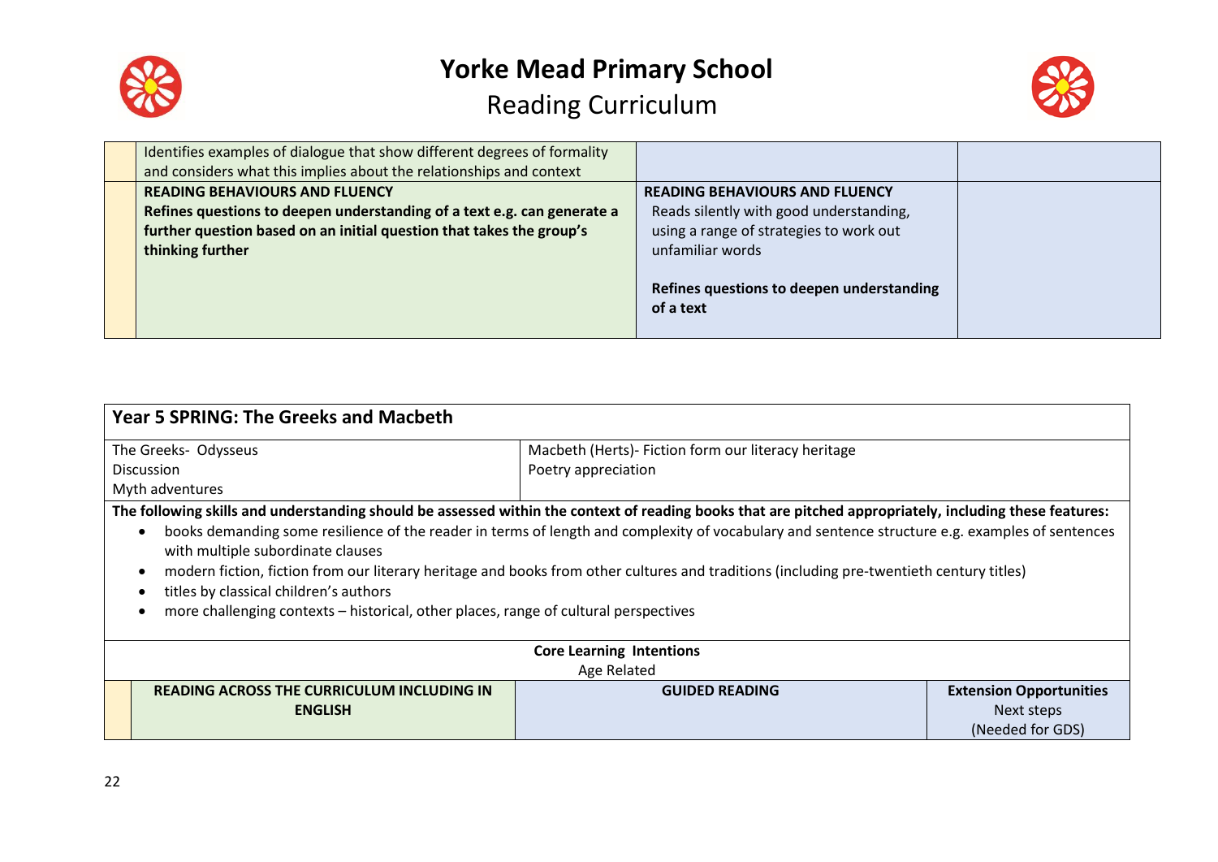| | | | |
|---|---|---|---|
| | Identifies examples of dialogue that show different degrees of formality and considers what this implies about the relationships and context | | |
| | **READING BEHAVIOURS AND FLUENCY**<br>**Refines questions to deepen understanding of a text e.g. can generate a further question based on an initial question that takes the group's thinking further** | **READING BEHAVIOURS AND FLUENCY**<br>Reads silently with good understanding, using a range of strategies to work out unfamiliar words<br><br>**Refines questions to deepen understanding of a text** | |

## Year 5 SPRING: The Greeks and Macbeth

| The Greeks- Odysseus<br>Discussion<br>Myth adventures | Macbeth (Herts)- Fiction form our literacy heritage<br>Poetry appreciation |
|---|---|

**The following skills and understanding should be assessed within the context of reading books that are pitched appropriately, including these features:**

- books demanding some resilience of the reader in terms of length and complexity of vocabulary and sentence structure e.g. examples of sentences with multiple subordinate clauses
- modern fiction, fiction from our literary heritage and books from other cultures and traditions (including pre-twentieth century titles)
- titles by classical children's authors
- more challenging contexts – historical, other places, range of cultural perspectives

**Core Learning Intentions**

Age Related

| | **READING ACROSS THE CURRICULUM INCLUDING IN ENGLISH** | **GUIDED READING** | **Extension Opportunities**<br>Next steps<br>(Needed for GDS) |
|---|---|---|---|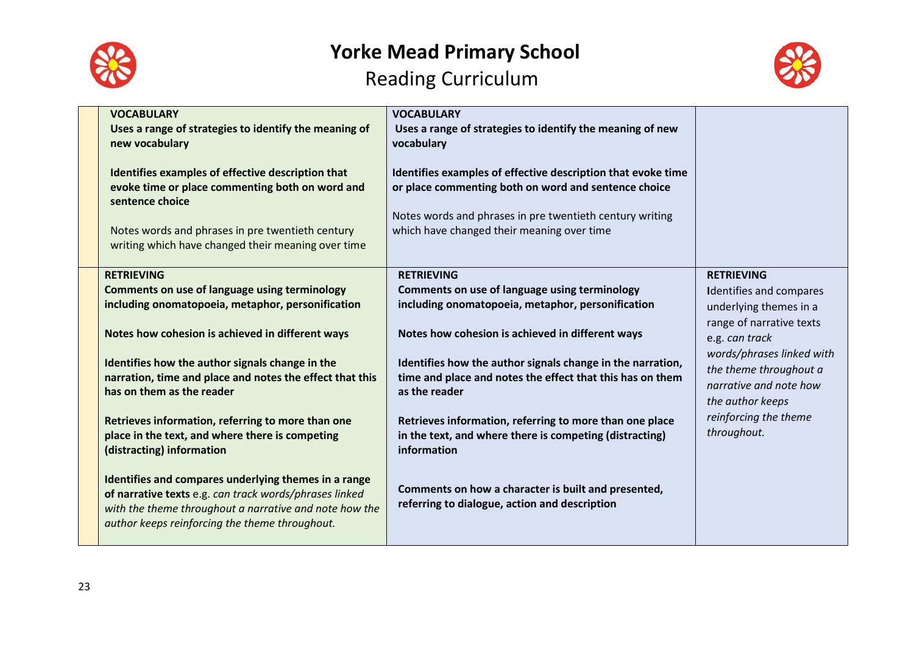# Yorke Mead Primary School

## Reading Curriculum

| | | | |
|---|---|---|---|
| | **VOCABULARY**<br>**Uses a range of strategies to identify the meaning of new vocabulary**<br><br>**Identifies examples of effective description that evoke time or place commenting both on word and sentence choice**<br><br>Notes words and phrases in pre twentieth century writing which have changed their meaning over time | **VOCABULARY**<br>**Uses a range of strategies to identify the meaning of new vocabulary**<br><br>**Identifies examples of effective description that evoke time or place commenting both on word and sentence choice**<br><br>Notes words and phrases in pre twentieth century writing which have changed their meaning over time | |
| | **RETRIEVING**<br>**Comments on use of language using terminology including onomatopoeia, metaphor, personification**<br><br>**Notes how cohesion is achieved in different ways**<br><br>**Identifies how the author signals change in the narration, time and place and notes the effect that this has on them as the reader**<br><br>**Retrieves information, referring to more than one place in the text, and where there is competing (distracting) information**<br><br>**Identifies and compares underlying themes in a range of narrative texts** e.g. *can track words/phrases linked with the theme throughout a narrative and note how the author keeps reinforcing the theme throughout.* | **RETRIEVING**<br>**Comments on use of language using terminology including onomatopoeia, metaphor, personification**<br><br>**Notes how cohesion is achieved in different ways**<br><br>**Identifies how the author signals change in the narration, time and place and notes the effect that this has on them as the reader**<br><br>**Retrieves information, referring to more than one place in the text, and where there is competing (distracting) information**<br><br>**Comments on how a character is built and presented, referring to dialogue, action and description** | **RETRIEVING**<br>**I**dentifies and compares underlying themes in a range of narrative texts e.g. *can track words/phrases linked with the theme throughout a narrative and note how the author keeps reinforcing the theme throughout.* |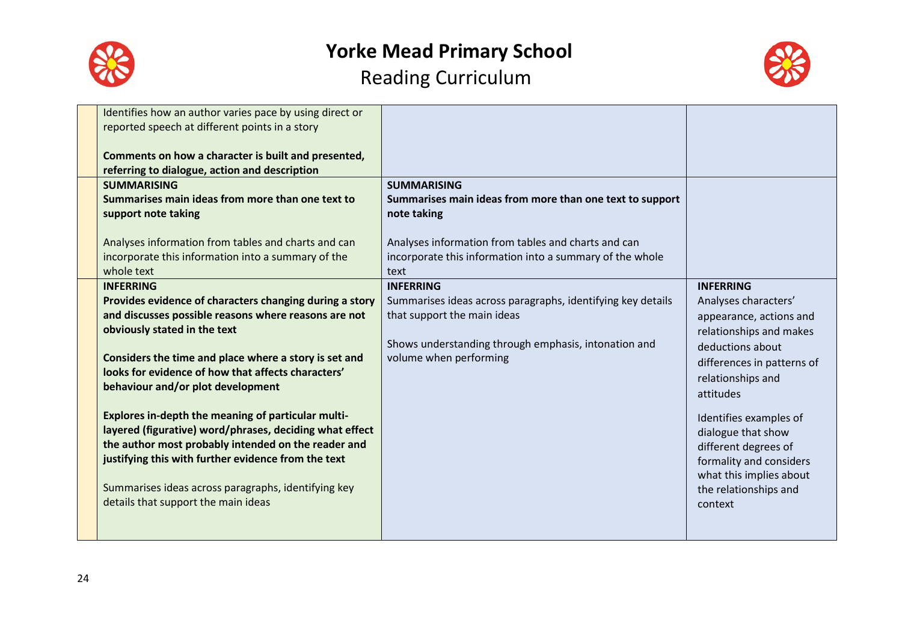# Yorke Mead Primary School

## Reading Curriculum

| | | | |
|---|---|---|---|
| | Identifies how an author varies pace by using direct or reported speech at different points in a story<br><br>**Comments on how a character is built and presented, referring to dialogue, action and description** | | |
| | **SUMMARISING**<br>**Summarises main ideas from more than one text to support note taking**<br><br>Analyses information from tables and charts and can incorporate this information into a summary of the whole text | **SUMMARISING**<br>**Summarises main ideas from more than one text to support note taking**<br><br>Analyses information from tables and charts and can incorporate this information into a summary of the whole text | |
| | **INFERRING**<br>**Provides evidence of characters changing during a story and discusses possible reasons where reasons are not obviously stated in the text**<br><br>**Considers the time and place where a story is set and looks for evidence of how that affects characters' behaviour and/or plot development**<br><br>**Explores in-depth the meaning of particular multi-layered (figurative) word/phrases, deciding what effect the author most probably intended on the reader and justifying this with further evidence from the text**<br><br>Summarises ideas across paragraphs, identifying key details that support the main ideas | **INFERRING**<br>Summarises ideas across paragraphs, identifying key details that support the main ideas<br><br>Shows understanding through emphasis, intonation and volume when performing | **INFERRING**<br>Analyses characters' appearance, actions and relationships and makes deductions about differences in patterns of relationships and attitudes<br><br>Identifies examples of dialogue that show different degrees of formality and considers what this implies about the relationships and context |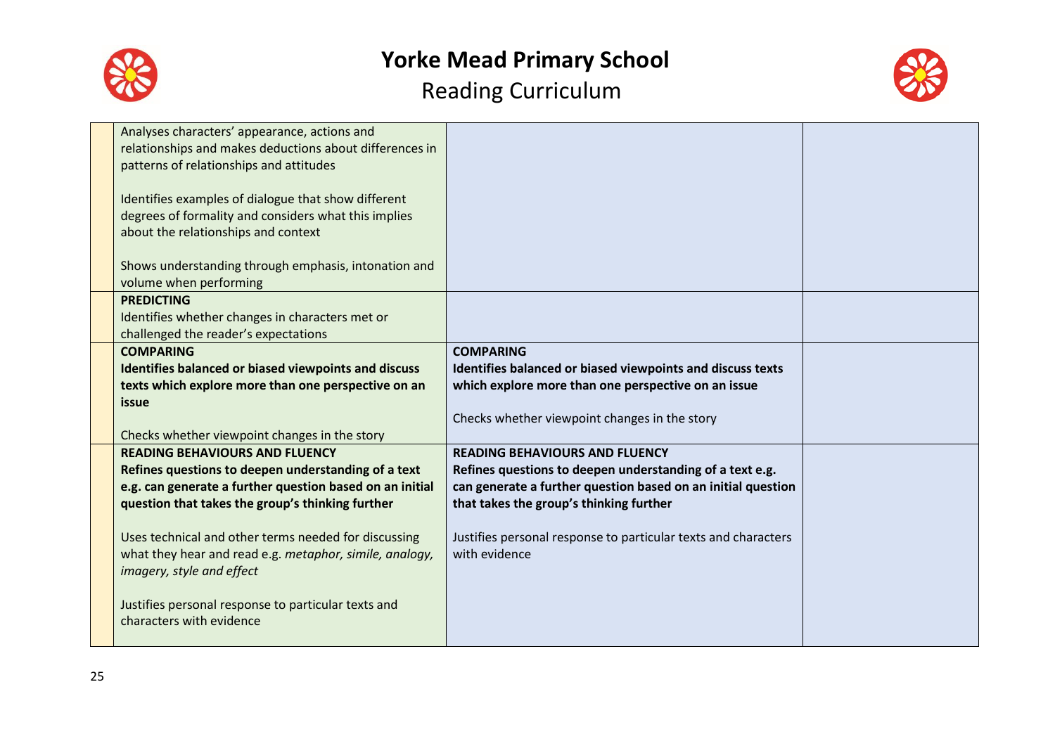# Yorke Mead Primary School

## Reading Curriculum

| | | | |
|---|---|---|---|
| | Analyses characters' appearance, actions and relationships and makes deductions about differences in patterns of relationships and attitudes<br><br>Identifies examples of dialogue that show different degrees of formality and considers what this implies about the relationships and context<br><br>Shows understanding through emphasis, intonation and volume when performing | | |
| | **PREDICTING**<br>Identifies whether changes in characters met or challenged the reader's expectations | | |
| | **COMPARING**<br>**Identifies balanced or biased viewpoints and discuss texts which explore more than one perspective on an issue**<br><br>Checks whether viewpoint changes in the story | **COMPARING**<br>**Identifies balanced or biased viewpoints and discuss texts which explore more than one perspective on an issue**<br><br>Checks whether viewpoint changes in the story | |
| | **READING BEHAVIOURS AND FLUENCY**<br>**Refines questions to deepen understanding of a text e.g. can generate a further question based on an initial question that takes the group's thinking further**<br><br>Uses technical and other terms needed for discussing what they hear and read e.g. *metaphor, simile, analogy, imagery, style and effect*<br><br>Justifies personal response to particular texts and characters with evidence | **READING BEHAVIOURS AND FLUENCY**<br>**Refines questions to deepen understanding of a text e.g. can generate a further question based on an initial question that takes the group's thinking further**<br><br>Justifies personal response to particular texts and characters with evidence | |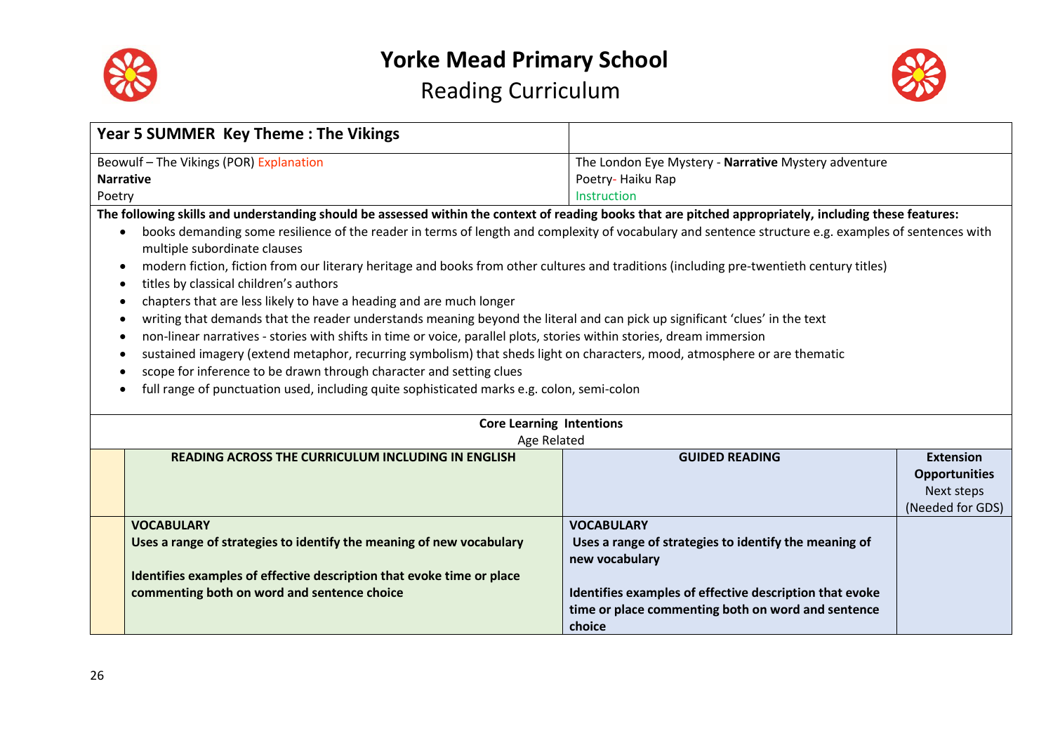# Yorke Mead Primary School

## Reading Curriculum

| Year 5 SUMMER Key Theme : The Vikings | |
|---|---|
| Beowulf – The Vikings (POR) Explanation<br>**Narrative**<br>Poetry | The London Eye Mystery - **Narrative** Mystery adventure<br>Poetry- Haiku Rap<br>Instruction |

**The following skills and understanding should be assessed within the context of reading books that are pitched appropriately, including these features:**

- books demanding some resilience of the reader in terms of length and complexity of vocabulary and sentence structure e.g. examples of sentences with multiple subordinate clauses
- modern fiction, fiction from our literary heritage and books from other cultures and traditions (including pre-twentieth century titles)
- titles by classical children's authors
- chapters that are less likely to have a heading and are much longer
- writing that demands that the reader understands meaning beyond the literal and can pick up significant 'clues' in the text
- non-linear narratives - stories with shifts in time or voice, parallel plots, stories within stories, dream immersion
- sustained imagery (extend metaphor, recurring symbolism) that sheds light on characters, mood, atmosphere or are thematic
- scope for inference to be drawn through character and setting clues
- full range of punctuation used, including quite sophisticated marks e.g. colon, semi-colon

**Core Learning Intentions**

Age Related

| | READING ACROSS THE CURRICULUM INCLUDING IN ENGLISH | GUIDED READING | Extension Opportunities<br>Next steps<br>(Needed for GDS) |
|---|---|---|---|
| | **VOCABULARY**<br>**Uses a range of strategies to identify the meaning of new vocabulary**<br><br>**Identifies examples of effective description that evoke time or place commenting both on word and sentence choice** | **VOCABULARY**<br>**Uses a range of strategies to identify the meaning of new vocabulary**<br><br>**Identifies examples of effective description that evoke time or place commenting both on word and sentence choice** | |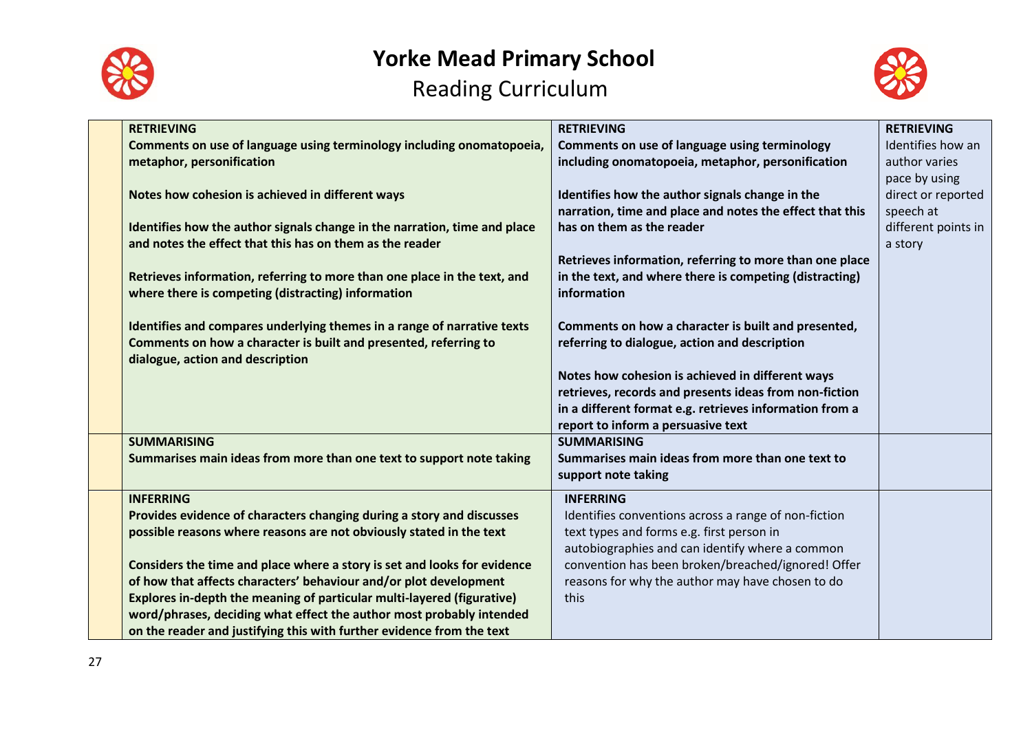# Yorke Mead Primary School

## Reading Curriculum

| | | | |
|---|---|---|---|
| | **RETRIEVING**<br>**Comments on use of language using terminology including onomatopoeia, metaphor, personification**<br><br>**Notes how cohesion is achieved in different ways**<br><br>**Identifies how the author signals change in the narration, time and place and notes the effect that this has on them as the reader**<br><br>**Retrieves information, referring to more than one place in the text, and where there is competing (distracting) information**<br><br>**Identifies and compares underlying themes in a range of narrative texts**<br>**Comments on how a character is built and presented, referring to dialogue, action and description** | **RETRIEVING**<br>**Comments on use of language using terminology including onomatopoeia, metaphor, personification**<br><br>**Identifies how the author signals change in the narration, time and place and notes the effect that this has on them as the reader**<br><br>**Retrieves information, referring to more than one place in the text, and where there is competing (distracting) information**<br><br>**Comments on how a character is built and presented, referring to dialogue, action and description**<br><br>**Notes how cohesion is achieved in different ways**<br>**retrieves, records and presents ideas from non-fiction in a different format e.g. retrieves information from a report to inform a persuasive text** | **RETRIEVING**<br>Identifies how an author varies pace by using direct or reported speech at different points in a story |
| | **SUMMARISING**<br>**Summarises main ideas from more than one text to support note taking** | **SUMMARISING**<br>**Summarises main ideas from more than one text to support note taking** | |
| | **INFERRING**<br>**Provides evidence of characters changing during a story and discusses possible reasons where reasons are not obviously stated in the text**<br><br>**Considers the time and place where a story is set and looks for evidence of how that affects characters' behaviour and/or plot development**<br>**Explores in-depth the meaning of particular multi-layered (figurative) word/phrases, deciding what effect the author most probably intended on the reader and justifying this with further evidence from the text** | **INFERRING**<br>Identifies conventions across a range of non-fiction text types and forms e.g. first person in autobiographies and can identify where a common convention has been broken/breached/ignored! Offer reasons for why the author may have chosen to do this | |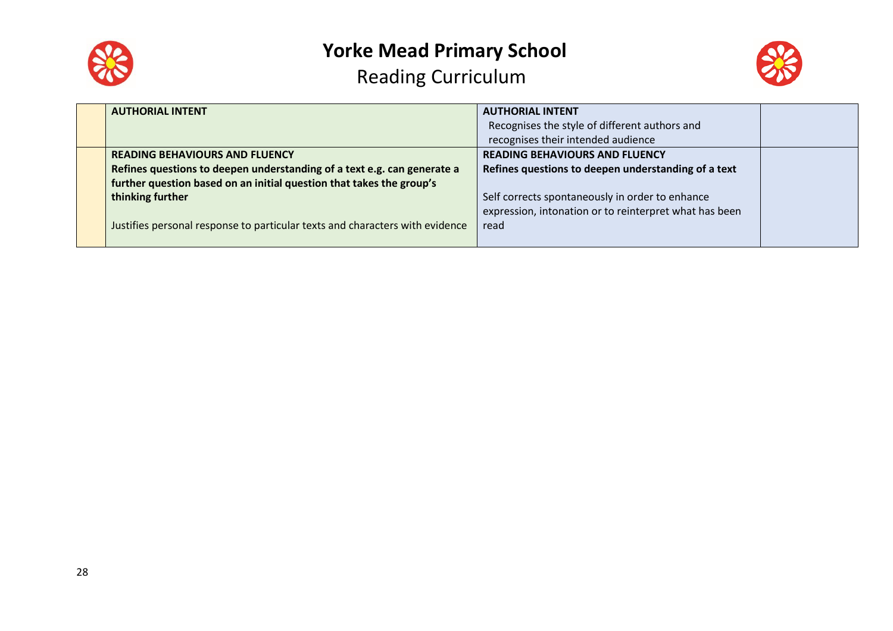# Yorke Mead Primary School

## Reading Curriculum

| | | | |
|---|---|---|---|
| | **AUTHORIAL INTENT** | **AUTHORIAL INTENT**<br>Recognises the style of different authors and recognises their intended audience | |
| | **READING BEHAVIOURS AND FLUENCY**<br>**Refines questions to deepen understanding of a text e.g. can generate a further question based on an initial question that takes the group's thinking further**<br><br>Justifies personal response to particular texts and characters with evidence | **READING BEHAVIOURS AND FLUENCY**<br>**Refines questions to deepen understanding of a text**<br><br>Self corrects spontaneously in order to enhance expression, intonation or to reinterpret what has been read | |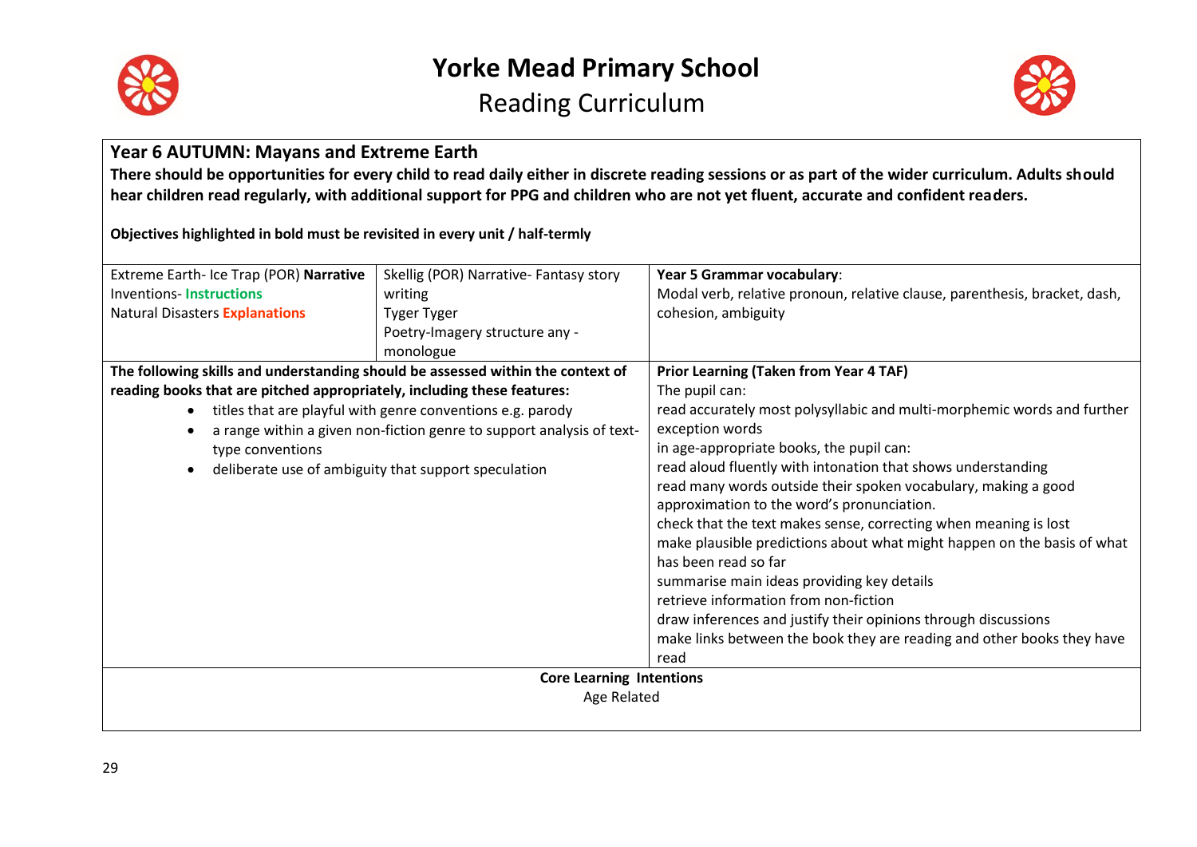# Yorke Mead Primary School

## Reading Curriculum

### Year 6 AUTUMN: Mayans and Extreme Earth

**There should be opportunities for every child to read daily either in discrete reading sessions or as part of the wider curriculum. Adults should hear children read regularly, with additional support for PPG and children who are not yet fluent, accurate and confident readers.**

**Objectives highlighted in bold must be revisited in every unit / half-termly**

| | | |
|---|---|---|
| Extreme Earth- Ice Trap (POR) **Narrative**<br>Inventions- **Instructions**<br>Natural Disasters **Explanations** | Skellig (POR) Narrative- Fantasy story writing<br>Tyger Tyger<br>Poetry-Imagery structure any - monologue | **Year 5 Grammar vocabulary**:<br>Modal verb, relative pronoun, relative clause, parenthesis, bracket, dash, cohesion, ambiguity |
| **The following skills and understanding should be assessed within the context of reading books that are pitched appropriately, including these features:**<br>• titles that are playful with genre conventions e.g. parody<br>• a range within a given non-fiction genre to support analysis of text-type conventions<br>• deliberate use of ambiguity that support speculation | | **Prior Learning (Taken from Year 4 TAF)**<br>The pupil can:<br>read accurately most polysyllabic and multi-morphemic words and further exception words<br>in age-appropriate books, the pupil can:<br>read aloud fluently with intonation that shows understanding<br>read many words outside their spoken vocabulary, making a good approximation to the word's pronunciation.<br>check that the text makes sense, correcting when meaning is lost<br>make plausible predictions about what might happen on the basis of what has been read so far<br>summarise main ideas providing key details<br>retrieve information from non-fiction<br>draw inferences and justify their opinions through discussions<br>make links between the book they are reading and other books they have read |

**Core Learning Intentions**

Age Related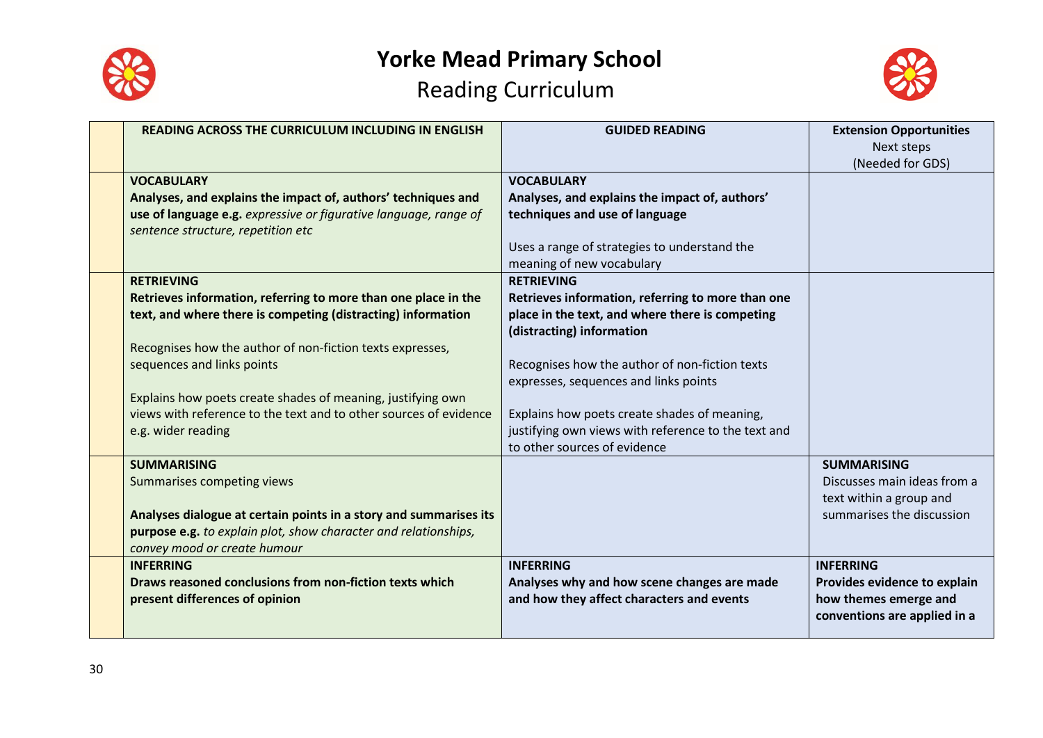# Yorke Mead Primary School

## Reading Curriculum

| | READING ACROSS THE CURRICULUM INCLUDING IN ENGLISH | GUIDED READING | **Extension Opportunities** Next steps (Needed for GDS) |
|---|---|---|---|
| | **VOCABULARY** **Analyses, and explains the impact of, authors' techniques and use of language e.g.** *expressive or figurative language, range of sentence structure, repetition etc* | **VOCABULARY** **Analyses, and explains the impact of, authors' techniques and use of language** <br><br> Uses a range of strategies to understand the meaning of new vocabulary | |
| | **RETRIEVING** **Retrieves information, referring to more than one place in the text, and where there is competing (distracting) information** <br><br> Recognises how the author of non-fiction texts expresses, sequences and links points <br><br> Explains how poets create shades of meaning, justifying own views with reference to the text and to other sources of evidence e.g. wider reading | **RETRIEVING** **Retrieves information, referring to more than one place in the text, and where there is competing (distracting) information** <br><br> Recognises how the author of non-fiction texts expresses, sequences and links points <br><br> Explains how poets create shades of meaning, justifying own views with reference to the text and to other sources of evidence | |
| | **SUMMARISING** Summarises competing views <br><br> **Analyses dialogue at certain points in a story and summarises its purpose e.g.** *to explain plot, show character and relationships, convey mood or create humour* | | **SUMMARISING** Discusses main ideas from a text within a group and summarises the discussion |
| | **INFERRING** **Draws reasoned conclusions from non-fiction texts which present differences of opinion** | **INFERRING** **Analyses why and how scene changes are made and how they affect characters and events** | **INFERRING** **Provides evidence to explain how themes emerge and conventions are applied in a** |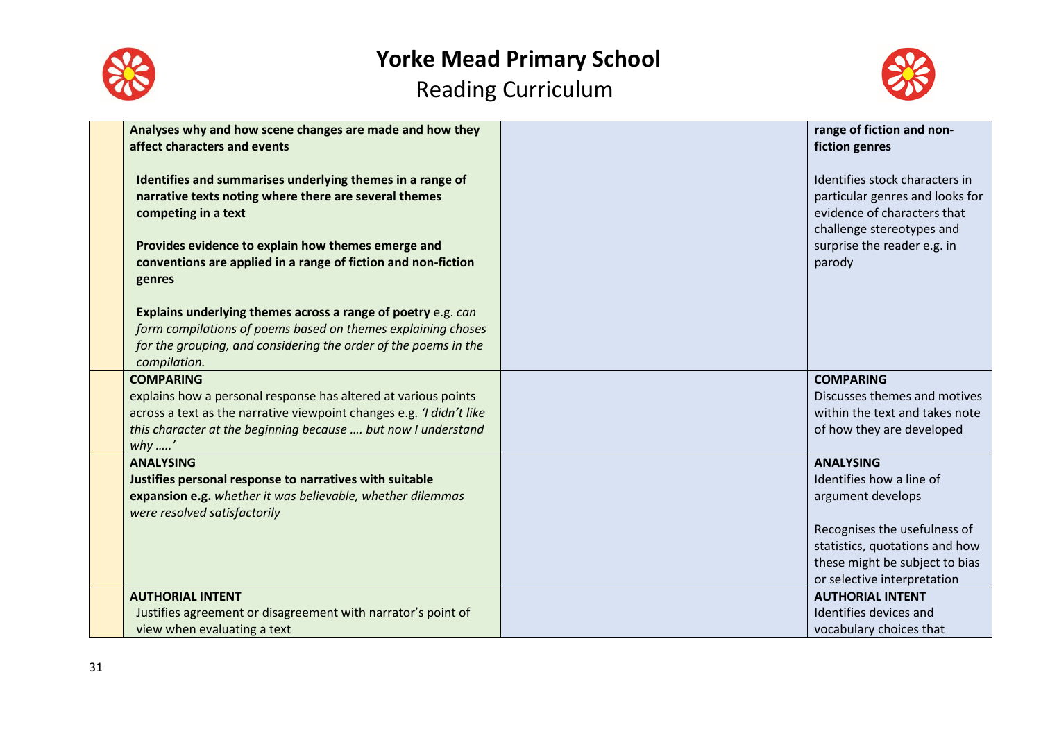# Yorke Mead Primary School

## Reading Curriculum

| | | | |
|---|---|---|---|
| | **Analyses why and how scene changes are made and how they affect characters and events**<br><br>**Identifies and summarises underlying themes in a range of narrative texts noting where there are several themes competing in a text**<br><br>**Provides evidence to explain how themes emerge and conventions are applied in a range of fiction and non-fiction genres**<br><br>**Explains underlying themes across a range of poetry** e.g. *can form compilations of poems based on themes explaining choses for the grouping, and considering the order of the poems in the compilation.* | | **range of fiction and non-fiction genres**<br><br>Identifies stock characters in particular genres and looks for evidence of characters that challenge stereotypes and surprise the reader e.g. in parody |
| | **COMPARING**<br>explains how a personal response has altered at various points across a text as the narrative viewpoint changes e.g. *'I didn't like this character at the beginning because …. but now I understand why …..'* | | **COMPARING**<br>Discusses themes and motives within the text and takes note of how they are developed |
| | **ANALYSING**<br>**Justifies personal response to narratives with suitable expansion e.g.** *whether it was believable, whether dilemmas were resolved satisfactorily* | | **ANALYSING**<br>Identifies how a line of argument develops<br><br>Recognises the usefulness of statistics, quotations and how these might be subject to bias or selective interpretation |
| | **AUTHORIAL INTENT**<br>Justifies agreement or disagreement with narrator's point of view when evaluating a text | | **AUTHORIAL INTENT**<br>Identifies devices and vocabulary choices that |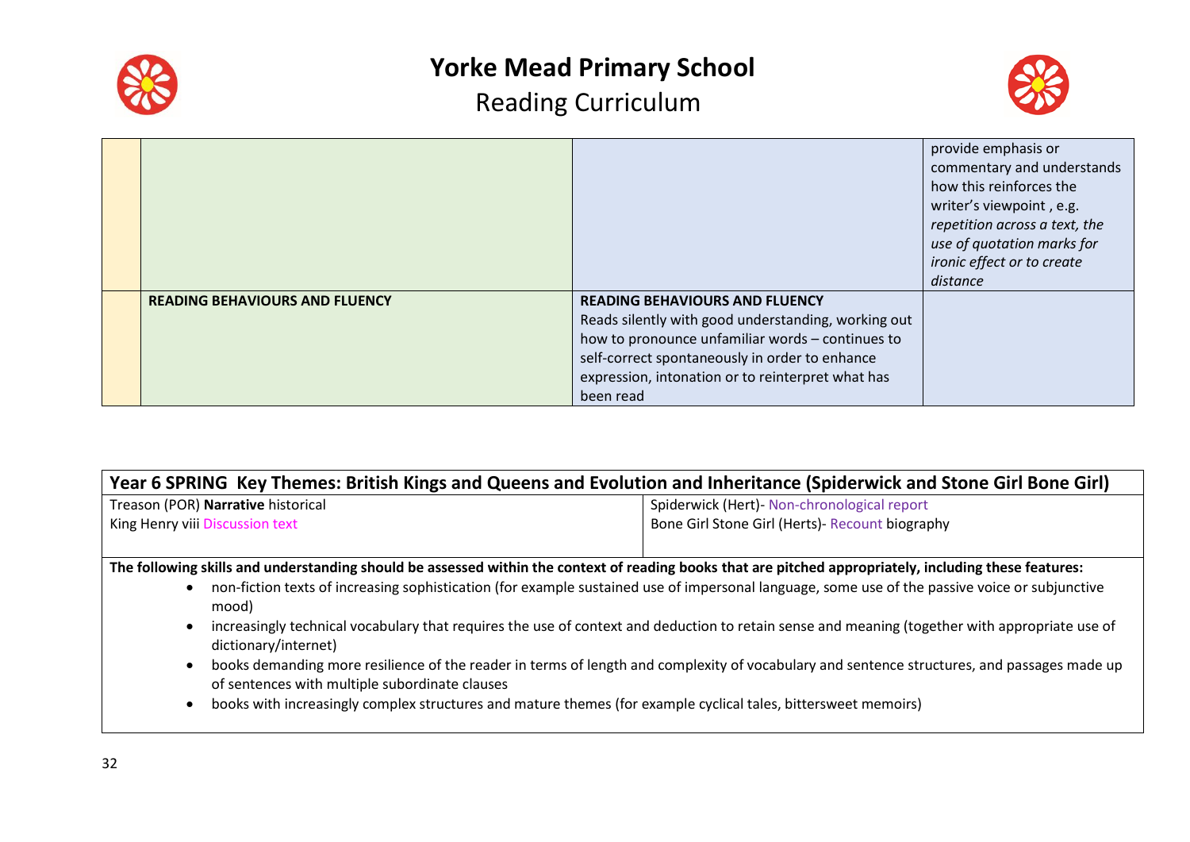| | | | |
|---|---|---|---|
| | | | provide emphasis or commentary and understands how this reinforces the writer's viewpoint , e.g. *repetition across a text, the use of quotation marks for ironic effect or to create distance* |
| | **READING BEHAVIOURS AND FLUENCY** | **READING BEHAVIOURS AND FLUENCY** Reads silently with good understanding, working out how to pronounce unfamiliar words – continues to self-correct spontaneously in order to enhance expression, intonation or to reinterpret what has been read | |

## Year 6 SPRING Key Themes: British Kings and Queens and Evolution and Inheritance (Spiderwick and Stone Girl Bone Girl)

| | |
|---|---|
| Treason (POR) **Narrative** historical<br>King Henry viii Discussion text | Spiderwick (Hert)- Non-chronological report<br>Bone Girl Stone Girl (Herts)- Recount biography |

**The following skills and understanding should be assessed within the context of reading books that are pitched appropriately, including these features:**

- non-fiction texts of increasing sophistication (for example sustained use of impersonal language, some use of the passive voice or subjunctive mood)
- increasingly technical vocabulary that requires the use of context and deduction to retain sense and meaning (together with appropriate use of dictionary/internet)
- books demanding more resilience of the reader in terms of length and complexity of vocabulary and sentence structures, and passages made up of sentences with multiple subordinate clauses
- books with increasingly complex structures and mature themes (for example cyclical tales, bittersweet memoirs)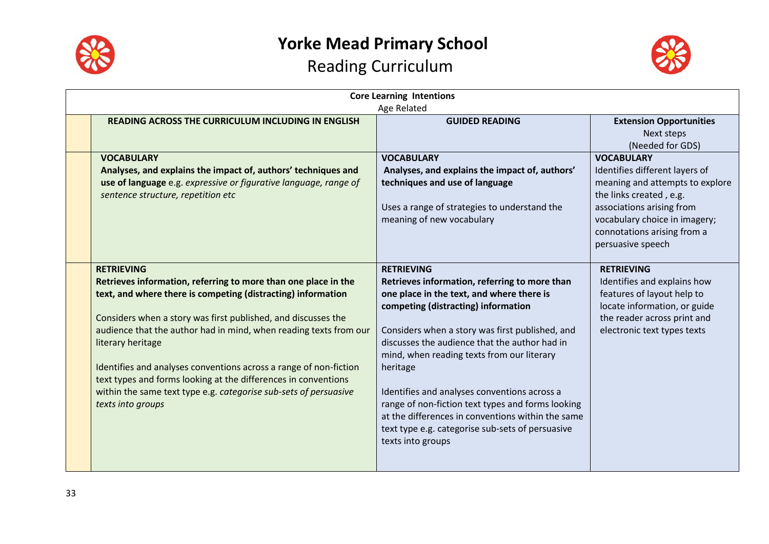# Yorke Mead Primary School

## Reading Curriculum

| Core Learning Intentions<br>Age Related | | | |
|---|---|---|---|
| | **READING ACROSS THE CURRICULUM INCLUDING IN ENGLISH** | **GUIDED READING** | **Extension Opportunities**<br>Next steps<br>(Needed for GDS) |
| | **VOCABULARY**<br>**Analyses, and explains the impact of, authors' techniques and use of language** e.g. *expressive or figurative language, range of sentence structure, repetition etc* | **VOCABULARY**<br>**Analyses, and explains the impact of, authors' techniques and use of language**<br><br>Uses a range of strategies to understand the meaning of new vocabulary | **VOCABULARY**<br>Identifies different layers of meaning and attempts to explore the links created , e.g. associations arising from vocabulary choice in imagery; connotations arising from a persuasive speech |
| | **RETRIEVING**<br>**Retrieves information, referring to more than one place in the text, and where there is competing (distracting) information**<br><br>Considers when a story was first published, and discusses the audience that the author had in mind, when reading texts from our literary heritage<br><br>Identifies and analyses conventions across a range of non-fiction text types and forms looking at the differences in conventions within the same text type e.g. *categorise sub-sets of persuasive texts into groups* | **RETRIEVING**<br>**Retrieves information, referring to more than one place in the text, and where there is competing (distracting) information**<br><br>Considers when a story was first published, and discusses the audience that the author had in mind, when reading texts from our literary heritage<br><br>Identifies and analyses conventions across a range of non-fiction text types and forms looking at the differences in conventions within the same text type e.g. categorise sub-sets of persuasive texts into groups | **RETRIEVING**<br>Identifies and explains how features of layout help to locate information, or guide the reader across print and electronic text types texts |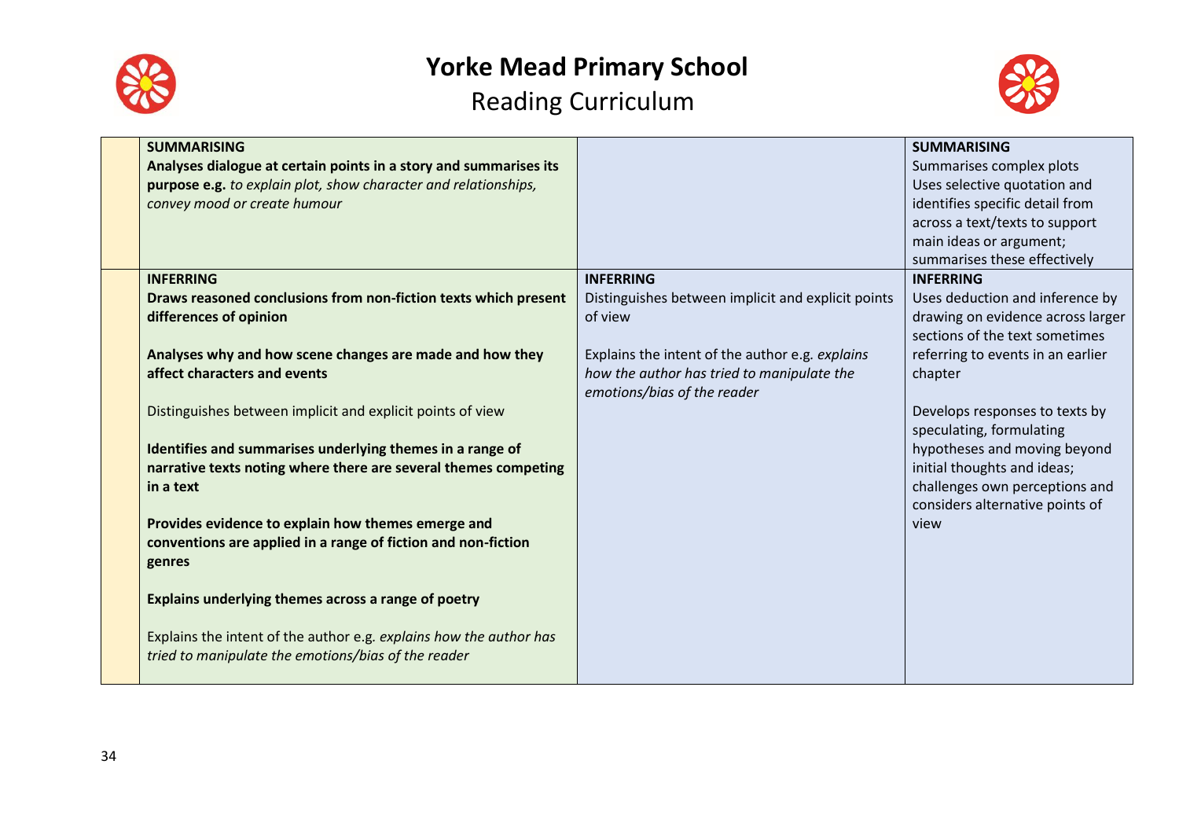# Yorke Mead Primary School

## Reading Curriculum

| | | | |
|---|---|---|---|
| | **SUMMARISING**<br>**Analyses dialogue at certain points in a story and summarises its purpose e.g.** *to explain plot, show character and relationships, convey mood or create humour* | | **SUMMARISING**<br>Summarises complex plots<br>Uses selective quotation and identifies specific detail from across a text/texts to support main ideas or argument; summarises these effectively |
| | **INFERRING**<br>**Draws reasoned conclusions from non-fiction texts which present differences of opinion**<br><br>**Analyses why and how scene changes are made and how they affect characters and events**<br><br>Distinguishes between implicit and explicit points of view<br><br>**Identifies and summarises underlying themes in a range of narrative texts noting where there are several themes competing in a text**<br><br>**Provides evidence to explain how themes emerge and conventions are applied in a range of fiction and non-fiction genres**<br><br>**Explains underlying themes across a range of poetry**<br><br>Explains the intent of the author e.g. *explains how the author has tried to manipulate the emotions/bias of the reader* | **INFERRING**<br>Distinguishes between implicit and explicit points of view<br><br>Explains the intent of the author e.g. *explains how the author has tried to manipulate the emotions/bias of the reader* | **INFERRING**<br>Uses deduction and inference by drawing on evidence across larger sections of the text sometimes referring to events in an earlier chapter<br><br>Develops responses to texts by speculating, formulating hypotheses and moving beyond initial thoughts and ideas; challenges own perceptions and considers alternative points of view |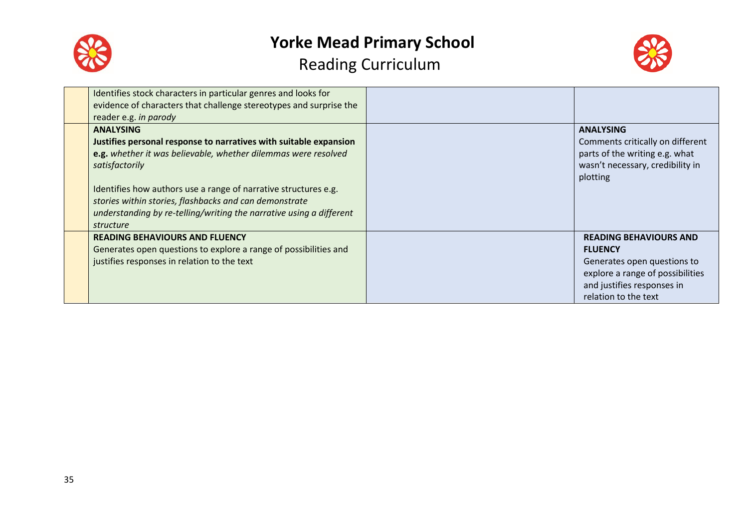# Yorke Mead Primary School

## Reading Curriculum

| | | | |
|---|---|---|---|
| | Identifies stock characters in particular genres and looks for evidence of characters that challenge stereotypes and surprise the reader e.g. *in parody* | | |
| | **ANALYSING**<br>**Justifies personal response to narratives with suitable expansion e.g.** *whether it was believable, whether dilemmas were resolved satisfactorily*<br><br>Identifies how authors use a range of narrative structures e.g. *stories within stories, flashbacks and can demonstrate understanding by re-telling/writing the narrative using a different structure* | | **ANALYSING**<br>Comments critically on different parts of the writing e.g. what wasn't necessary, credibility in plotting |
| | **READING BEHAVIOURS AND FLUENCY**<br>Generates open questions to explore a range of possibilities and justifies responses in relation to the text | | **READING BEHAVIOURS AND FLUENCY**<br>Generates open questions to explore a range of possibilities and justifies responses in relation to the text |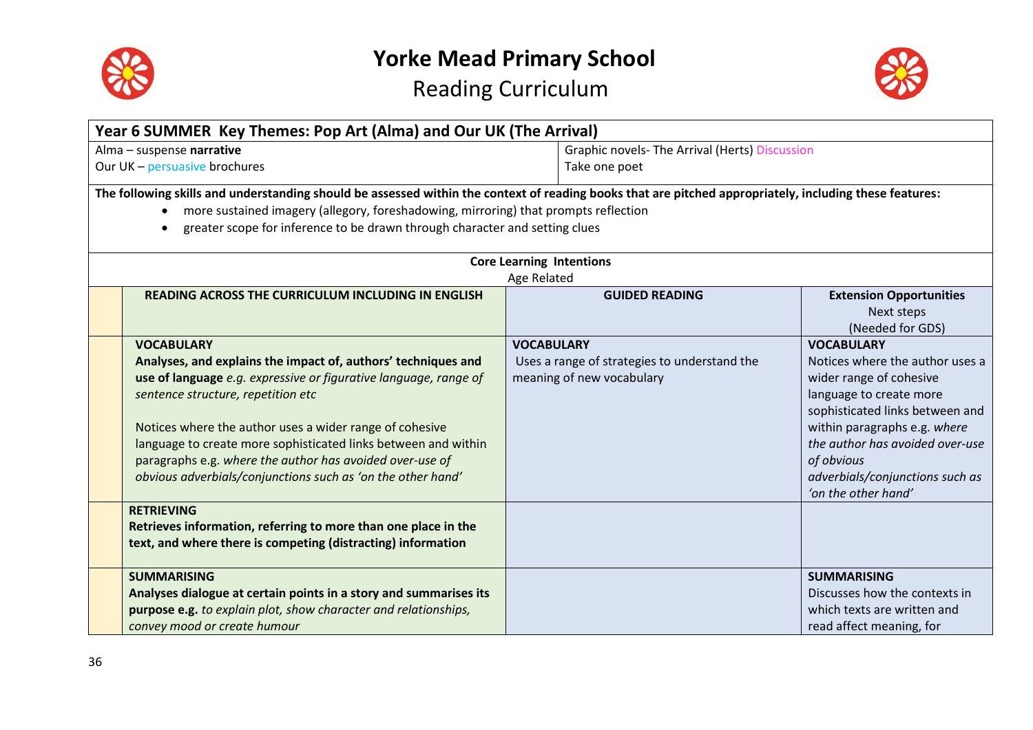# Yorke Mead Primary School

## Reading Curriculum

| **Year 6 SUMMER Key Themes: Pop Art (Alma) and Our UK (The Arrival)** | | |
|---|---|---|
| Alma – suspense **narrative**<br>Our UK – persuasive brochures | Graphic novels- The Arrival (Herts) Discussion<br>Take one poet | |

**The following skills and understanding should be assessed within the context of reading books that are pitched appropriately, including these features:**

- more sustained imagery (allegory, foreshadowing, mirroring) that prompts reflection
- greater scope for inference to be drawn through character and setting clues

**Core Learning Intentions**
Age Related

| **READING ACROSS THE CURRICULUM INCLUDING IN ENGLISH** | **GUIDED READING** | **Extension Opportunities**<br>Next steps<br>(Needed for GDS) |
|---|---|---|
| **VOCABULARY**<br>**Analyses, and explains the impact of, authors' techniques and use of language** *e.g. expressive or figurative language, range of sentence structure, repetition etc*<br><br>Notices where the author uses a wider range of cohesive language to create more sophisticated links between and within paragraphs e.g. *where the author has avoided over-use of obvious adverbials/conjunctions such as 'on the other hand'* | **VOCABULARY**<br>Uses a range of strategies to understand the meaning of new vocabulary | **VOCABULARY**<br>Notices where the author uses a wider range of cohesive language to create more sophisticated links between and within paragraphs e.g. *where the author has avoided over-use of obvious adverbials/conjunctions such as 'on the other hand'* |
| **RETRIEVING**<br>**Retrieves information, referring to more than one place in the text, and where there is competing (distracting) information** | | |
| **SUMMARISING**<br>**Analyses dialogue at certain points in a story and summarises its purpose e.g.** *to explain plot, show character and relationships, convey mood or create humour* | | **SUMMARISING**<br>Discusses how the contexts in which texts are written and read affect meaning, for |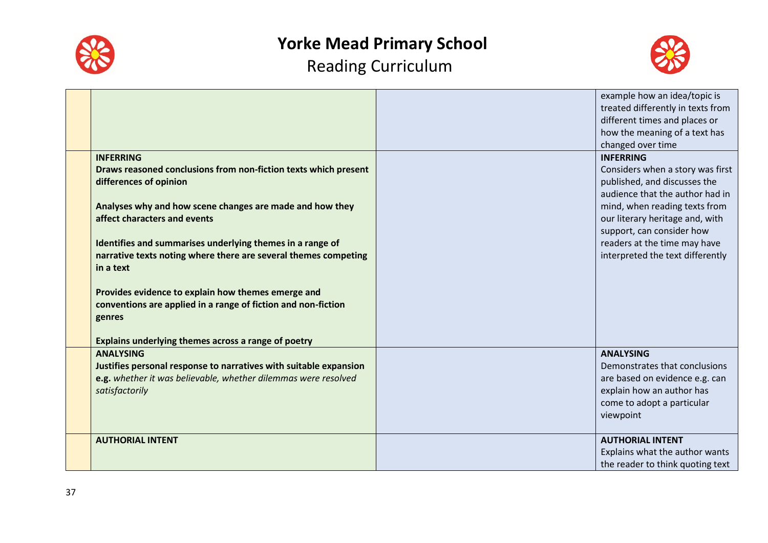# Yorke Mead Primary School

## Reading Curriculum

| | | | |
|---|---|---|---|
| | | | example how an idea/topic is treated differently in texts from different times and places or how the meaning of a text has changed over time |
| | **INFERRING**<br>**Draws reasoned conclusions from non-fiction texts which present differences of opinion**<br><br>**Analyses why and how scene changes are made and how they affect characters and events**<br><br>**Identifies and summarises underlying themes in a range of narrative texts noting where there are several themes competing in a text**<br><br>**Provides evidence to explain how themes emerge and conventions are applied in a range of fiction and non-fiction genres**<br><br>**Explains underlying themes across a range of poetry** | | **INFERRING**<br>Considers when a story was first published, and discusses the audience that the author had in mind, when reading texts from our literary heritage and, with support, can consider how readers at the time may have interpreted the text differently |
| | **ANALYSING**<br>**Justifies personal response to narratives with suitable expansion e.g.** *whether it was believable, whether dilemmas were resolved satisfactorily* | | **ANALYSING**<br>Demonstrates that conclusions are based on evidence e.g. can explain how an author has come to adopt a particular viewpoint |
| | **AUTHORIAL INTENT** | | **AUTHORIAL INTENT**<br>Explains what the author wants the reader to think quoting text |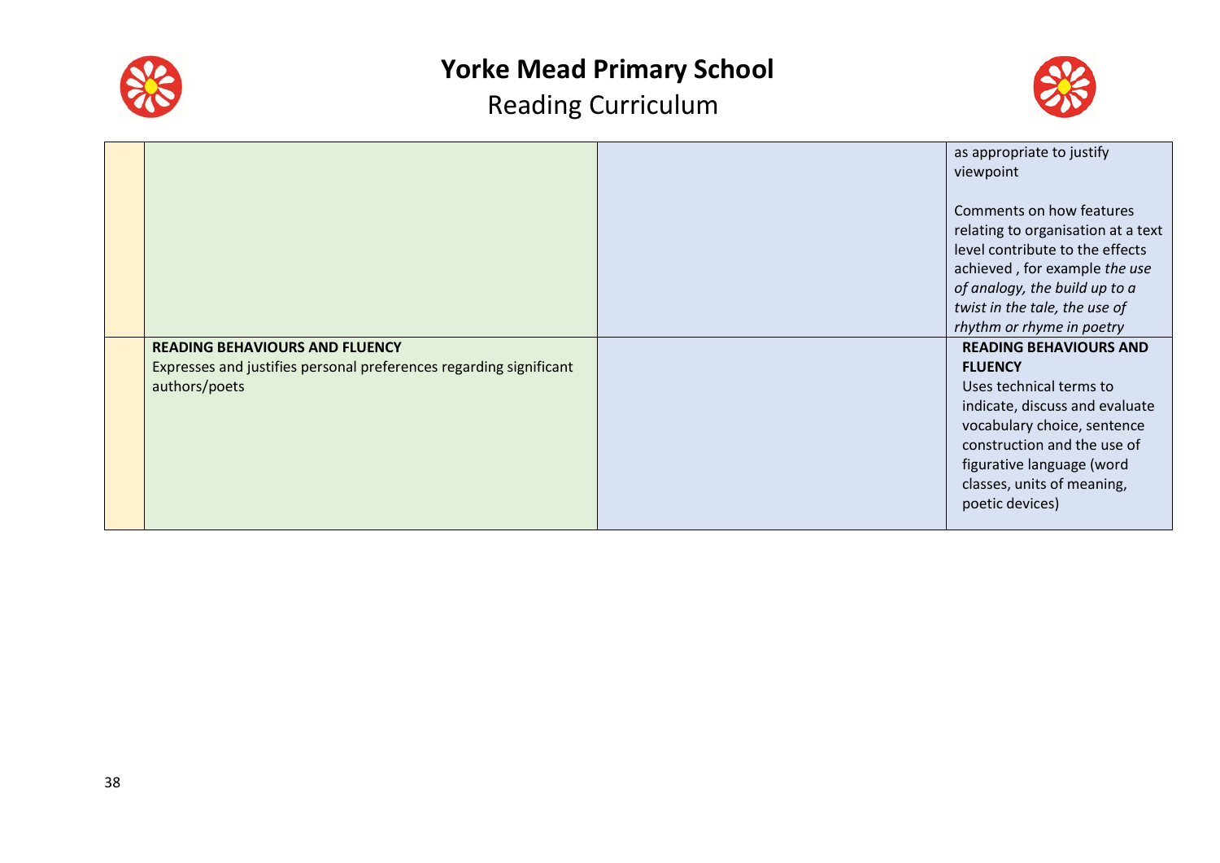# Yorke Mead Primary School

Reading Curriculum

| | | | |
|---|---|---|---|
| | | | as appropriate to justify viewpoint<br><br>Comments on how features relating to organisation at a text level contribute to the effects achieved , for example *the use of analogy, the build up to a twist in the tale, the use of rhythm or rhyme in poetry* |
| | **READING BEHAVIOURS AND FLUENCY**<br>Expresses and justifies personal preferences regarding significant authors/poets | | **READING BEHAVIOURS AND FLUENCY**<br>Uses technical terms to indicate, discuss and evaluate vocabulary choice, sentence construction and the use of figurative language (word classes, units of meaning, poetic devices) |